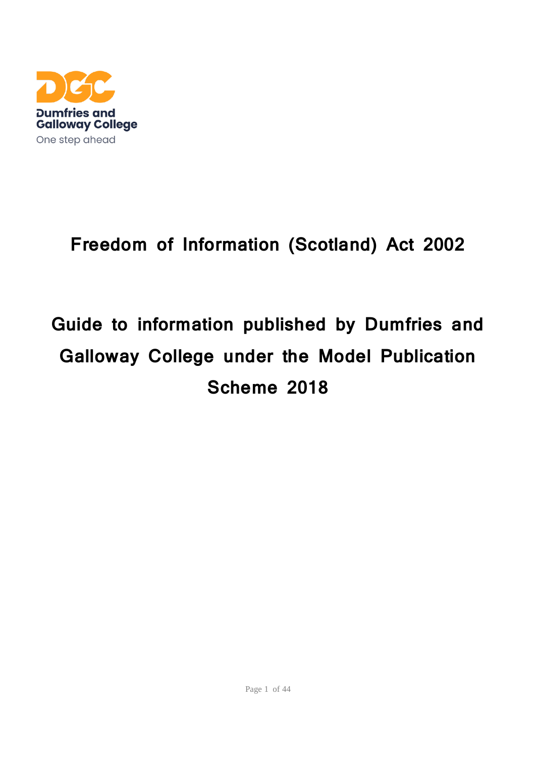Dumfries and Galloway College

One step ahead

# Freedom of Information (Scotland) Act 2002

# Guide to information published by Dumfries and Galloway College under the Model Publication Scheme 2018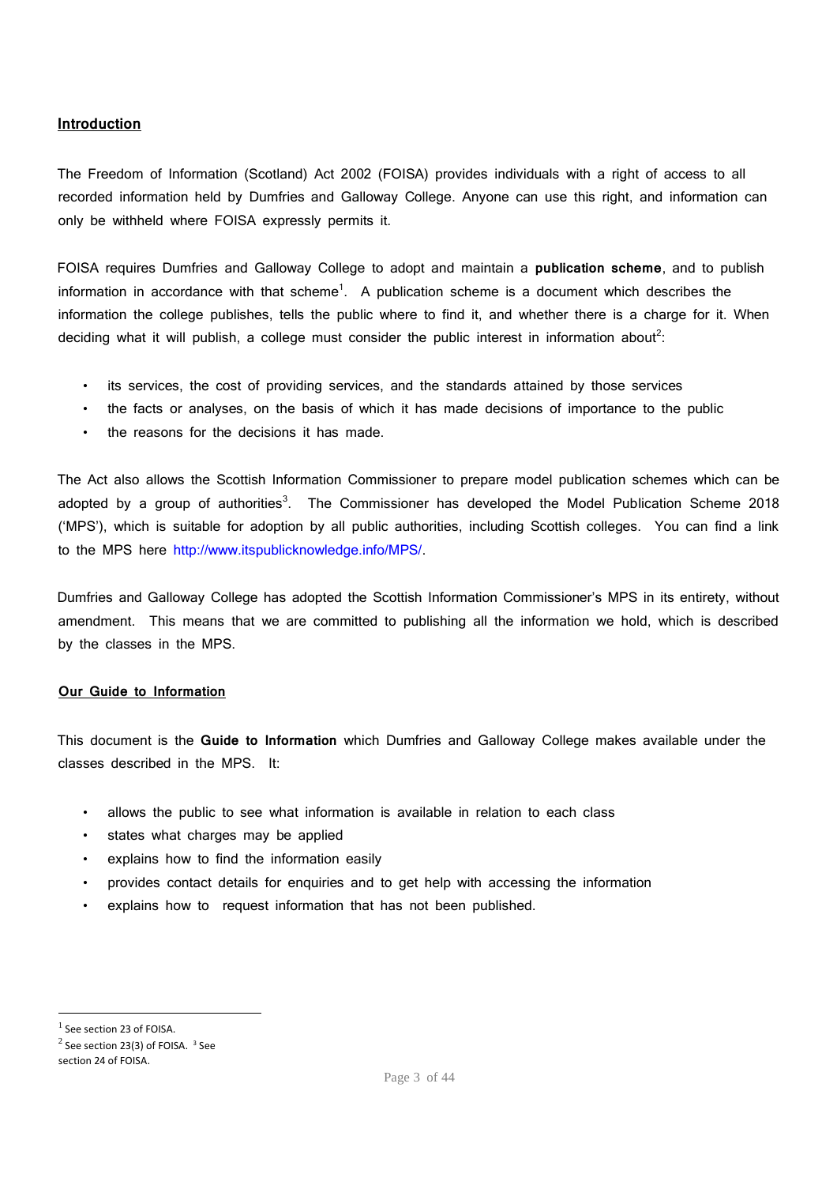## Introduction

The Freedom of Information (Scotland) Act 2002 (FOISA) provides individuals with a right of access to all recorded information held by Dumfries and Galloway College. Anyone can use this right, and information can only be withheld where FOISA expressly permits it.

FOISA requires Dumfries and Galloway College to adopt and maintain a **publication scheme**, and to publish information in accordance with that scheme[1]. A publication scheme is a document which describes the information the college publishes, tells the public where to find it, and whether there is a charge for it. When deciding what it will publish, a college must consider the public interest in information about[2]:

- its services, the cost of providing services, and the standards attained by those services
- the facts or analyses, on the basis of which it has made decisions of importance to the public
- the reasons for the decisions it has made.

The Act also allows the Scottish Information Commissioner to prepare model publication schemes which can be adopted by a group of authorities[3]. The Commissioner has developed the Model Publication Scheme 2018 ('MPS'), which is suitable for adoption by all public authorities, including Scottish colleges. You can find a link to the MPS here http://www.itspublicknowledge.info/MPS/.

Dumfries and Galloway College has adopted the Scottish Information Commissioner's MPS in its entirety, without amendment. This means that we are committed to publishing all the information we hold, which is described by the classes in the MPS.

## Our Guide to Information

This document is the **Guide to Information** which Dumfries and Galloway College makes available under the classes described in the MPS. It:

- allows the public to see what information is available in relation to each class
- states what charges may be applied
- explains how to find the information easily
- provides contact details for enquiries and to get help with accessing the information
- explains how to request information that has not been published.

---

[1] See section 23 of FOISA.

[2] See section 23(3) of FOISA.

[3] See section 24 of FOISA.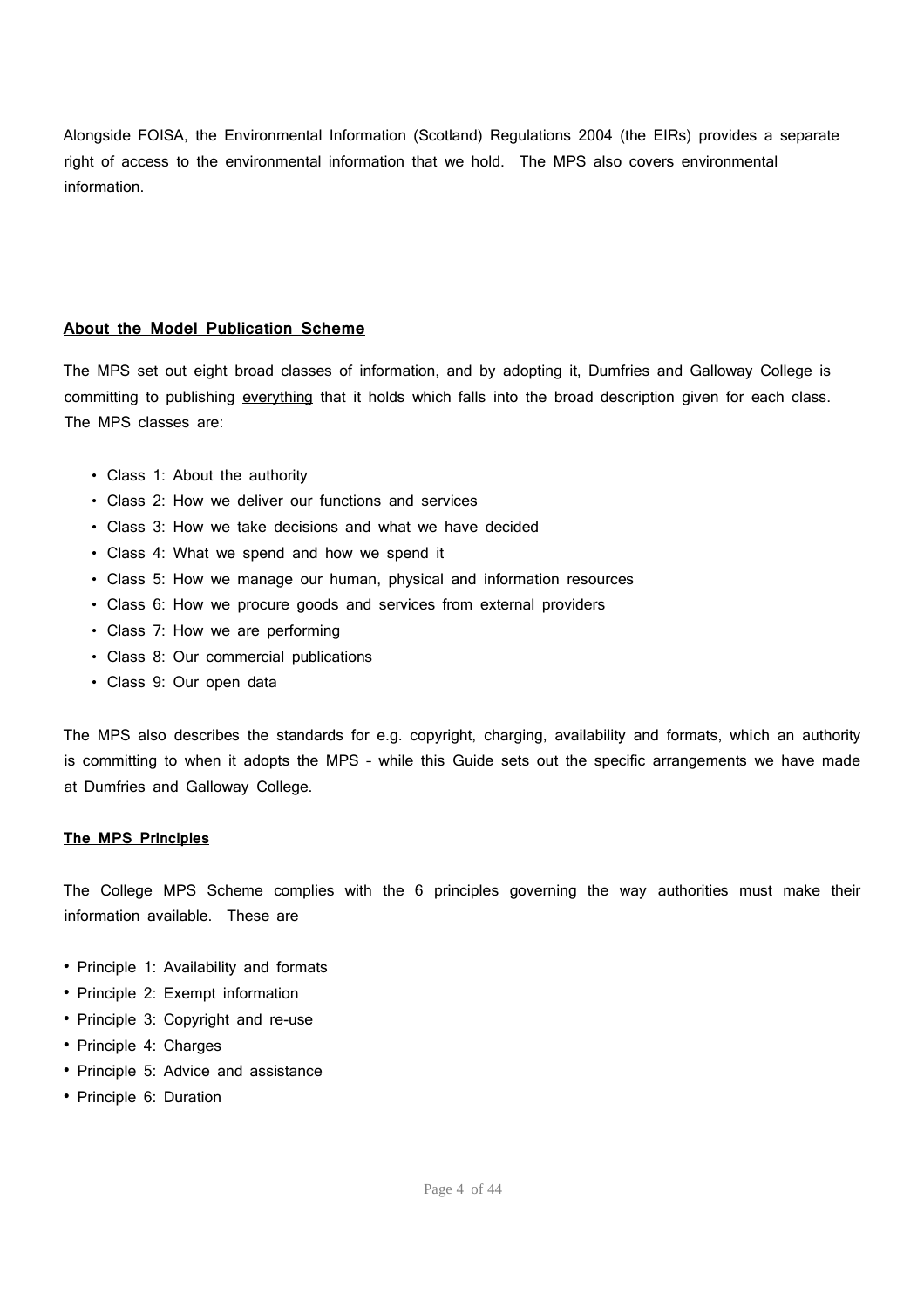Alongside FOISA, the Environmental Information (Scotland) Regulations 2004 (the EIRs) provides a separate right of access to the environmental information that we hold. The MPS also covers environmental information.

## About the Model Publication Scheme

The MPS set out eight broad classes of information, and by adopting it, Dumfries and Galloway College is committing to publishing everything that it holds which falls into the broad description given for each class. The MPS classes are:

- Class 1: About the authority
- Class 2: How we deliver our functions and services
- Class 3: How we take decisions and what we have decided
- Class 4: What we spend and how we spend it
- Class 5: How we manage our human, physical and information resources
- Class 6: How we procure goods and services from external providers
- Class 7: How we are performing
- Class 8: Our commercial publications
- Class 9: Our open data

The MPS also describes the standards for e.g. copyright, charging, availability and formats, which an authority is committing to when it adopts the MPS – while this Guide sets out the specific arrangements we have made at Dumfries and Galloway College.

### The MPS Principles

The College MPS Scheme complies with the 6 principles governing the way authorities must make their information available. These are

- Principle 1: Availability and formats
- Principle 2: Exempt information
- Principle 3: Copyright and re-use
- Principle 4: Charges
- Principle 5: Advice and assistance
- Principle 6: Duration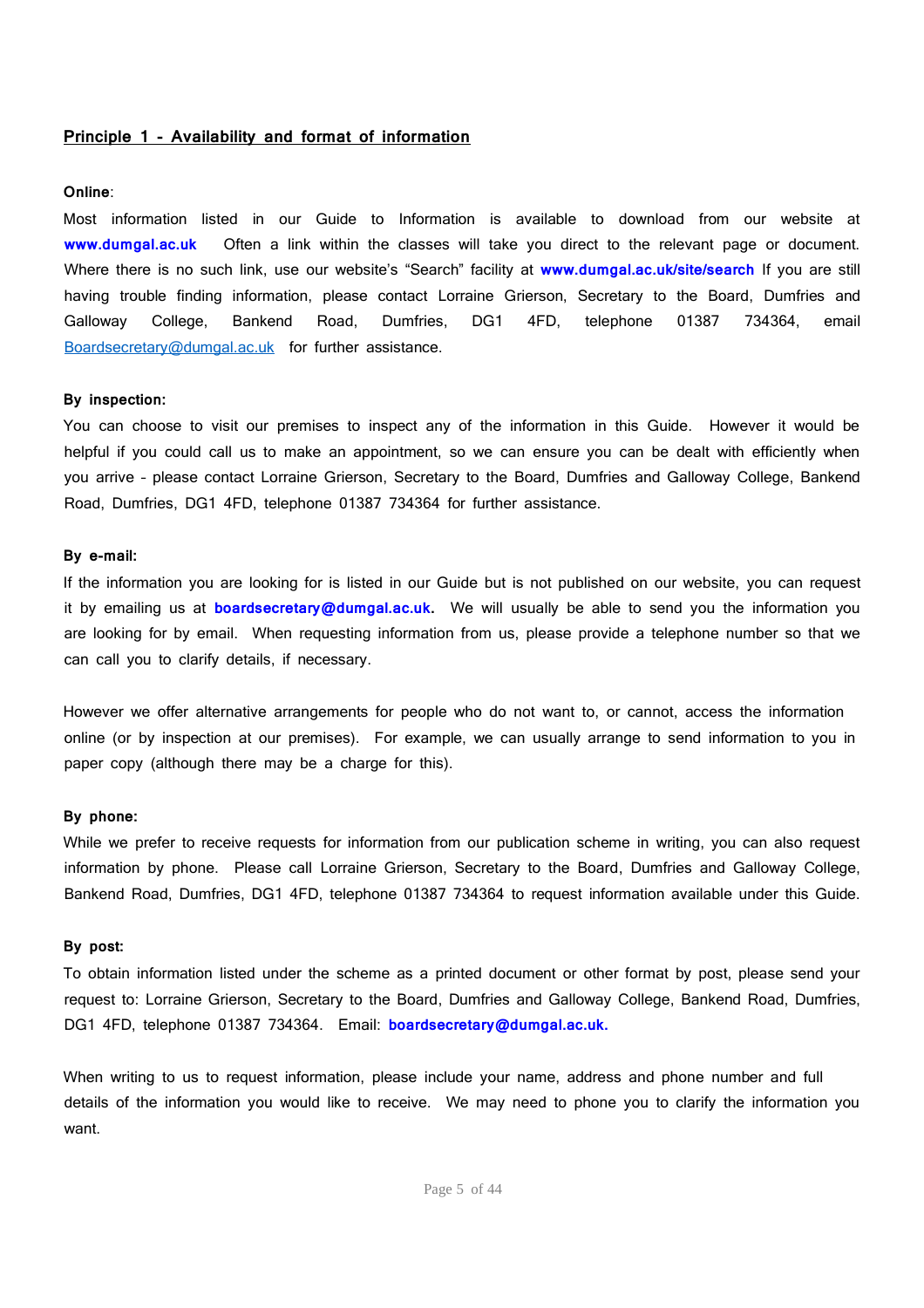## Principle 1 - Availability and format of information

**Online**:

Most information listed in our Guide to Information is available to download from our website at **www.dumgal.ac.uk** Often a link within the classes will take you direct to the relevant page or document. Where there is no such link, use our website's "Search" facility at **www.dumgal.ac.uk/site/search** If you are still having trouble finding information, please contact Lorraine Grierson, Secretary to the Board, Dumfries and Galloway College, Bankend Road, Dumfries, DG1 4FD, telephone 01387 734364, email Boardsecretary@dumgal.ac.uk for further assistance.

**By inspection:**

You can choose to visit our premises to inspect any of the information in this Guide. However it would be helpful if you could call us to make an appointment, so we can ensure you can be dealt with efficiently when you arrive - please contact Lorraine Grierson, Secretary to the Board, Dumfries and Galloway College, Bankend Road, Dumfries, DG1 4FD, telephone 01387 734364 for further assistance.

**By e-mail:**

If the information you are looking for is listed in our Guide but is not published on our website, you can request it by emailing us at **boardsecretary@dumgal.ac.uk.** We will usually be able to send you the information you are looking for by email. When requesting information from us, please provide a telephone number so that we can call you to clarify details, if necessary.

However we offer alternative arrangements for people who do not want to, or cannot, access the information online (or by inspection at our premises). For example, we can usually arrange to send information to you in paper copy (although there may be a charge for this).

**By phone:**

While we prefer to receive requests for information from our publication scheme in writing, you can also request information by phone. Please call Lorraine Grierson, Secretary to the Board, Dumfries and Galloway College, Bankend Road, Dumfries, DG1 4FD, telephone 01387 734364 to request information available under this Guide.

**By post:**

To obtain information listed under the scheme as a printed document or other format by post, please send your request to: Lorraine Grierson, Secretary to the Board, Dumfries and Galloway College, Bankend Road, Dumfries, DG1 4FD, telephone 01387 734364. Email: **boardsecretary@dumgal.ac.uk.**

When writing to us to request information, please include your name, address and phone number and full details of the information you would like to receive. We may need to phone you to clarify the information you want.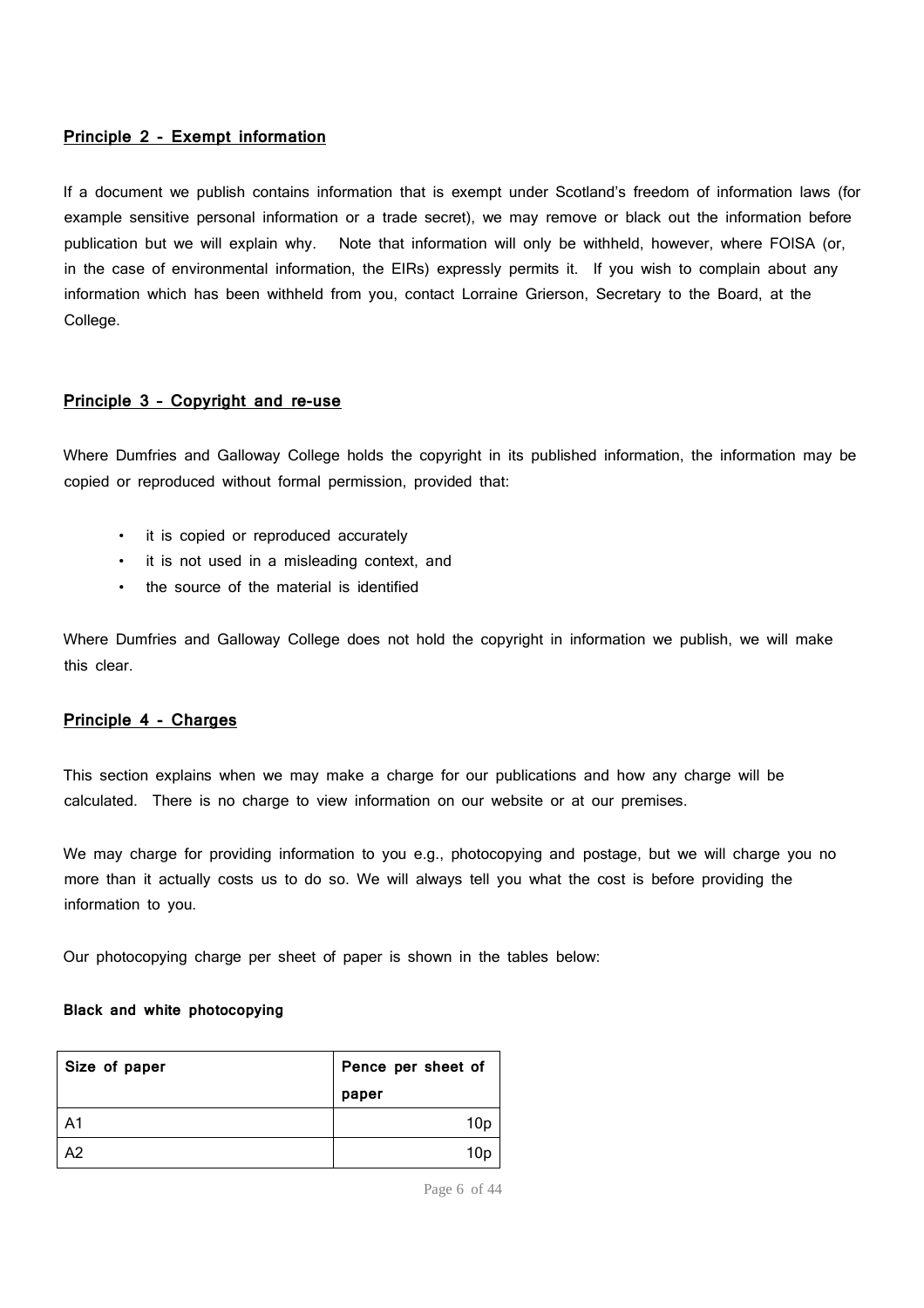## Principle 2 - Exempt information

If a document we publish contains information that is exempt under Scotland's freedom of information laws (for example sensitive personal information or a trade secret), we may remove or black out the information before publication but we will explain why. Note that information will only be withheld, however, where FOISA (or, in the case of environmental information, the EIRs) expressly permits it. If you wish to complain about any information which has been withheld from you, contact Lorraine Grierson, Secretary to the Board, at the College.

## Principle 3 - Copyright and re-use

Where Dumfries and Galloway College holds the copyright in its published information, the information may be copied or reproduced without formal permission, provided that:

- it is copied or reproduced accurately
- it is not used in a misleading context, and
- the source of the material is identified

Where Dumfries and Galloway College does not hold the copyright in information we publish, we will make this clear.

## Principle 4 - Charges

This section explains when we may make a charge for our publications and how any charge will be calculated. There is no charge to view information on our website or at our premises.

We may charge for providing information to you e.g., photocopying and postage, but we will charge you no more than it actually costs us to do so. We will always tell you what the cost is before providing the information to you.

Our photocopying charge per sheet of paper is shown in the tables below:

**Black and white photocopying**

| Size of paper | Pence per sheet of paper |
|---|---|
| A1 | 10p |
| A2 | 10p |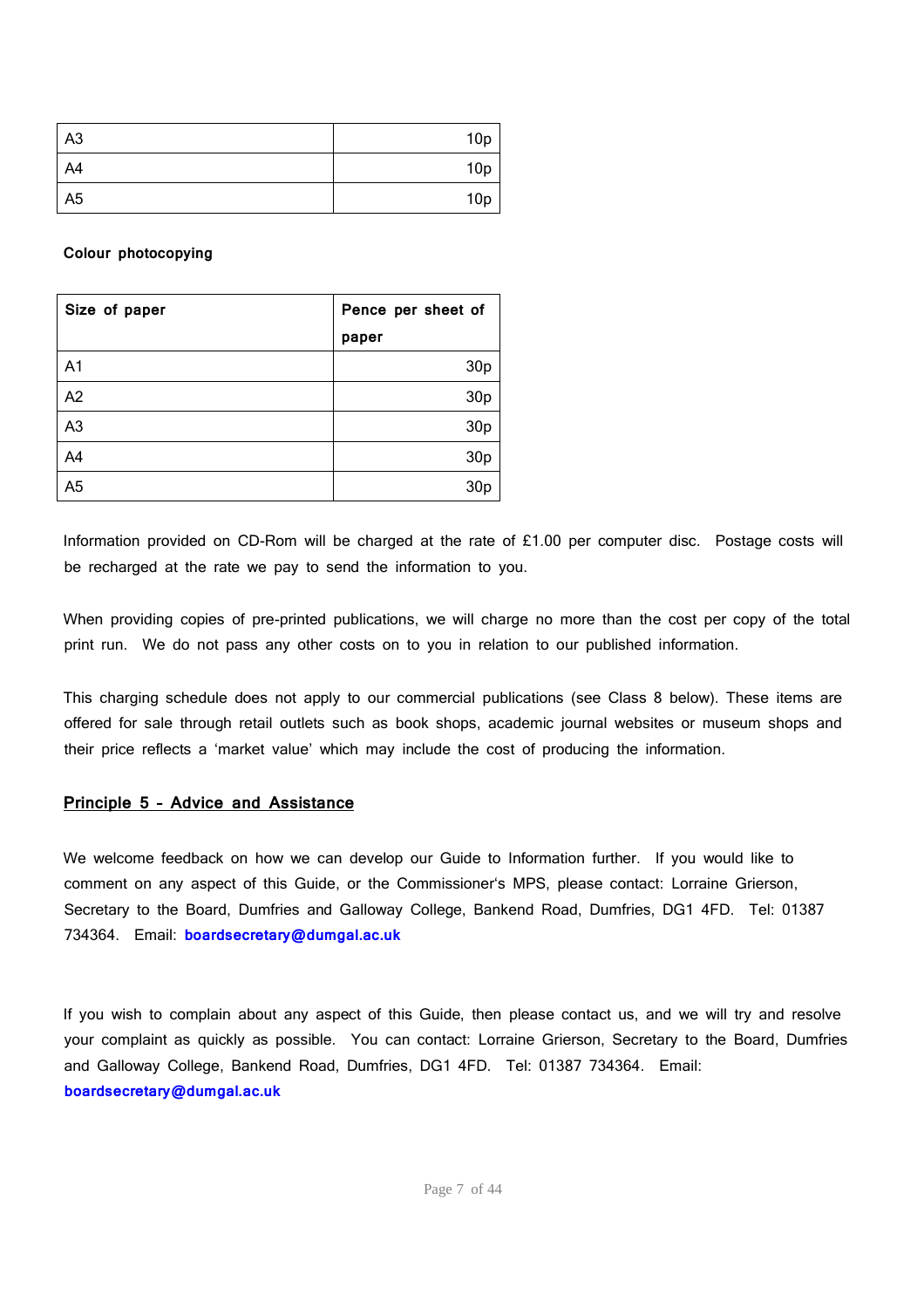| | |
|---|---|
| A3 | 10p |
| A4 | 10p |
| A5 | 10p |

**Colour photocopying**

| Size of paper | Pence per sheet of paper |
|---|---|
| A1 | 30p |
| A2 | 30p |
| A3 | 30p |
| A4 | 30p |
| A5 | 30p |

Information provided on CD-Rom will be charged at the rate of £1.00 per computer disc. Postage costs will be recharged at the rate we pay to send the information to you.

When providing copies of pre-printed publications, we will charge no more than the cost per copy of the total print run. We do not pass any other costs on to you in relation to our published information.

This charging schedule does not apply to our commercial publications (see Class 8 below). These items are offered for sale through retail outlets such as book shops, academic journal websites or museum shops and their price reflects a 'market value' which may include the cost of producing the information.

## Principle 5 - Advice and Assistance

We welcome feedback on how we can develop our Guide to Information further. If you would like to comment on any aspect of this Guide, or the Commissioner's MPS, please contact: Lorraine Grierson, Secretary to the Board, Dumfries and Galloway College, Bankend Road, Dumfries, DG1 4FD. Tel: 01387 734364. Email: **boardsecretary@dumgal.ac.uk**

If you wish to complain about any aspect of this Guide, then please contact us, and we will try and resolve your complaint as quickly as possible. You can contact: Lorraine Grierson, Secretary to the Board, Dumfries and Galloway College, Bankend Road, Dumfries, DG1 4FD. Tel: 01387 734364. Email: **boardsecretary@dumgal.ac.uk**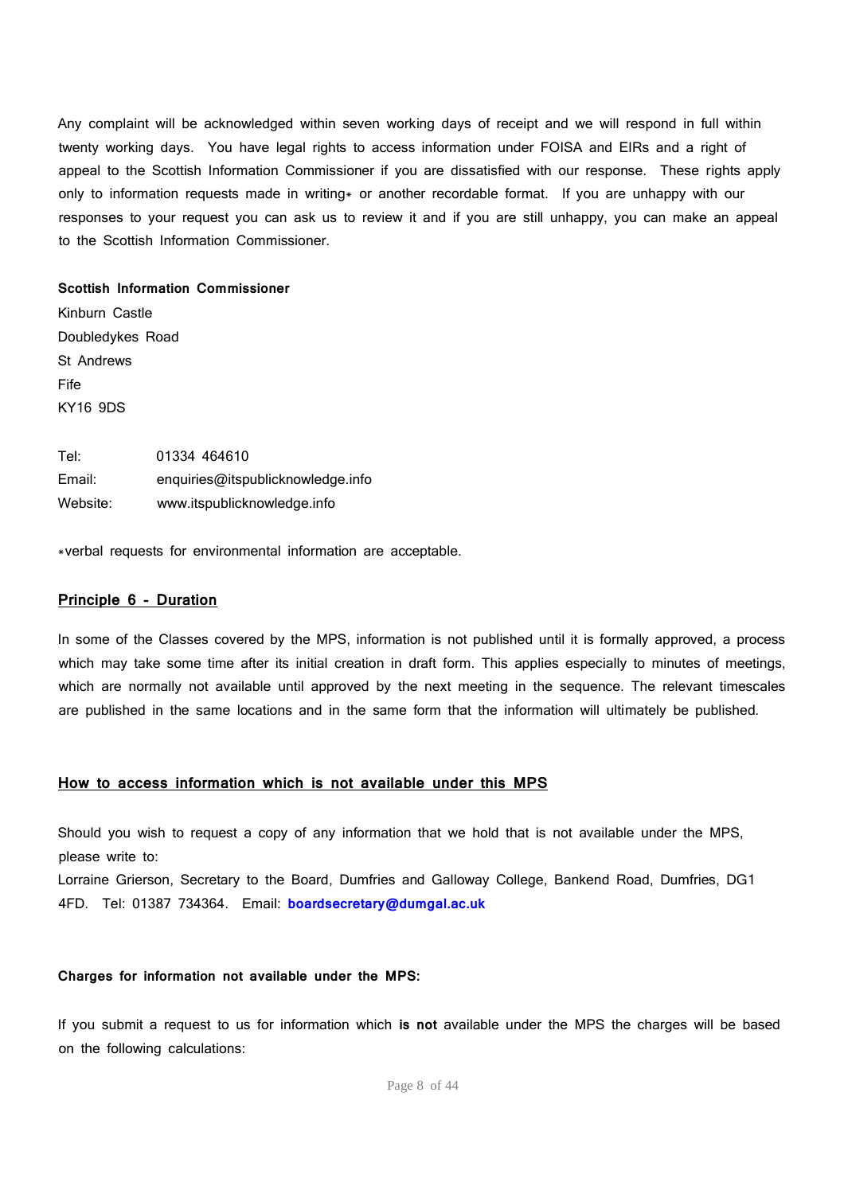Any complaint will be acknowledged within seven working days of receipt and we will respond in full within twenty working days. You have legal rights to access information under FOISA and EIRs and a right of appeal to the Scottish Information Commissioner if you are dissatisfied with our response. These rights apply only to information requests made in writing* or another recordable format. If you are unhappy with our responses to your request you can ask us to review it and if you are still unhappy, you can make an appeal to the Scottish Information Commissioner.

**Scottish Information Commissioner**
Kinburn Castle
Doubledykes Road
St Andrews
Fife
KY16 9DS

| | |
|---|---|
| Tel: | 01334 464610 |
| Email: | enquiries@itspublicknowledge.info |
| Website: | www.itspublicknowledge.info |

*verbal requests for environmental information are acceptable.

## Principle 6 - Duration

In some of the Classes covered by the MPS, information is not published until it is formally approved, a process which may take some time after its initial creation in draft form. This applies especially to minutes of meetings, which are normally not available until approved by the next meeting in the sequence. The relevant timescales are published in the same locations and in the same form that the information will ultimately be published.

## How to access information which is not available under this MPS

Should you wish to request a copy of any information that we hold that is not available under the MPS, please write to:
Lorraine Grierson, Secretary to the Board, Dumfries and Galloway College, Bankend Road, Dumfries, DG1 4FD. Tel: 01387 734364. Email: **boardsecretary@dumgal.ac.uk**

**Charges for information not available under the MPS:**

If you submit a request to us for information which **is not** available under the MPS the charges will be based on the following calculations: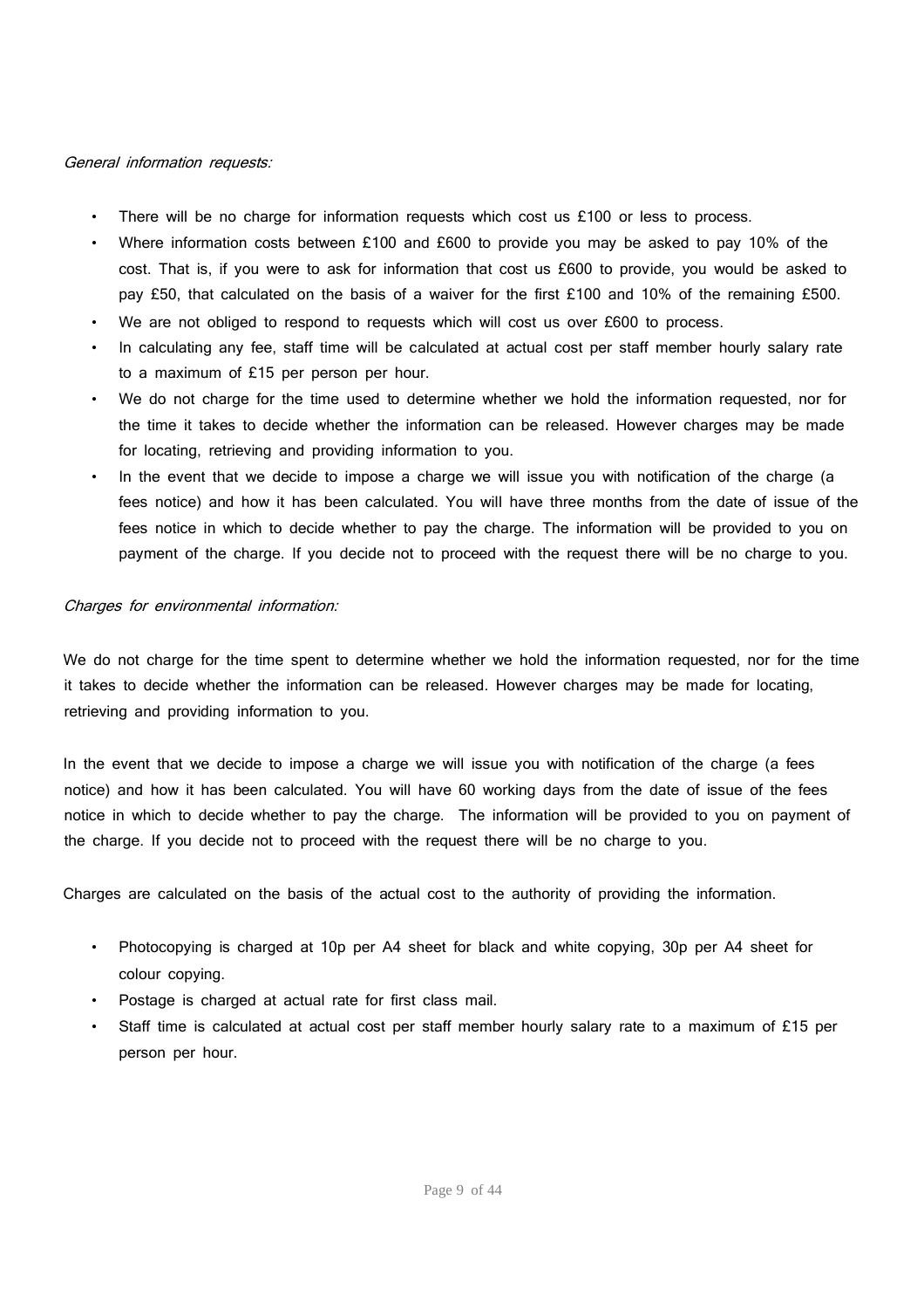*General information requests:*

- There will be no charge for information requests which cost us £100 or less to process.
- Where information costs between £100 and £600 to provide you may be asked to pay 10% of the cost. That is, if you were to ask for information that cost us £600 to provide, you would be asked to pay £50, that calculated on the basis of a waiver for the first £100 and 10% of the remaining £500.
- We are not obliged to respond to requests which will cost us over £600 to process.
- In calculating any fee, staff time will be calculated at actual cost per staff member hourly salary rate to a maximum of £15 per person per hour.
- We do not charge for the time used to determine whether we hold the information requested, nor for the time it takes to decide whether the information can be released. However charges may be made for locating, retrieving and providing information to you.
- In the event that we decide to impose a charge we will issue you with notification of the charge (a fees notice) and how it has been calculated. You will have three months from the date of issue of the fees notice in which to decide whether to pay the charge. The information will be provided to you on payment of the charge. If you decide not to proceed with the request there will be no charge to you.

*Charges for environmental information:*

We do not charge for the time spent to determine whether we hold the information requested, nor for the time it takes to decide whether the information can be released. However charges may be made for locating, retrieving and providing information to you.

In the event that we decide to impose a charge we will issue you with notification of the charge (a fees notice) and how it has been calculated. You will have 60 working days from the date of issue of the fees notice in which to decide whether to pay the charge. The information will be provided to you on payment of the charge. If you decide not to proceed with the request there will be no charge to you.

Charges are calculated on the basis of the actual cost to the authority of providing the information.

- Photocopying is charged at 10p per A4 sheet for black and white copying, 30p per A4 sheet for colour copying.
- Postage is charged at actual rate for first class mail.
- Staff time is calculated at actual cost per staff member hourly salary rate to a maximum of £15 per person per hour.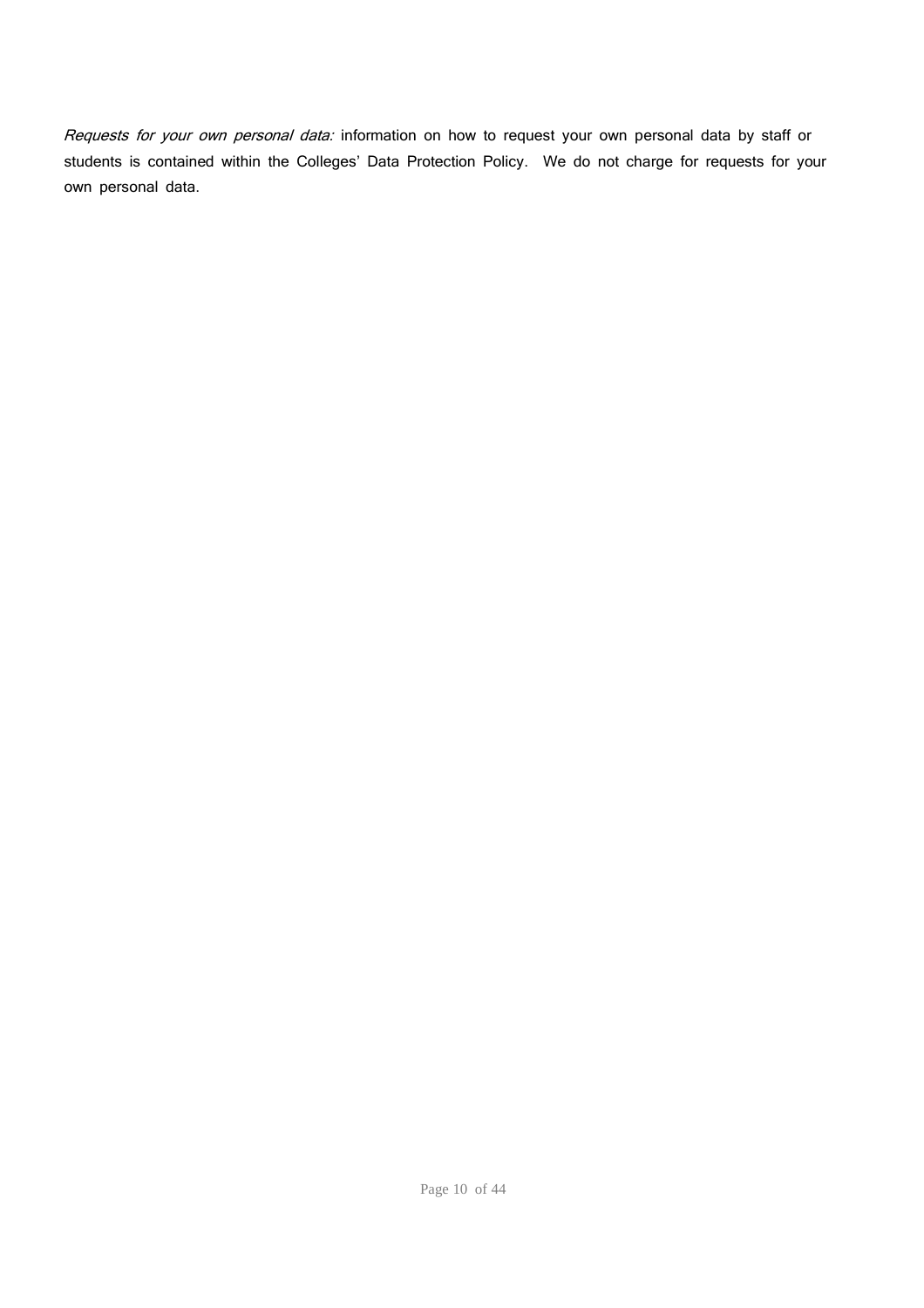*Requests for your own personal data:* information on how to request your own personal data by staff or students is contained within the Colleges' Data Protection Policy. We do not charge for requests for your own personal data.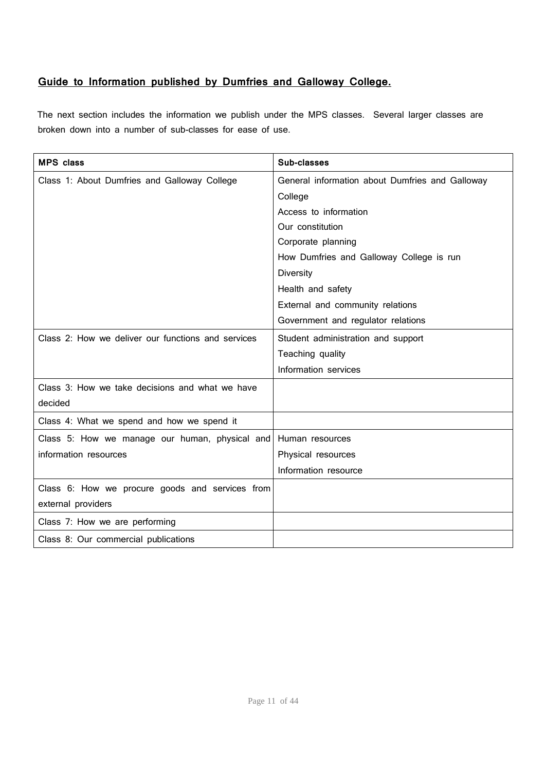## <u>Guide to Information published by Dumfries and Galloway College.</u>

The next section includes the information we publish under the MPS classes. Several larger classes are broken down into a number of sub-classes for ease of use.

| MPS class | Sub-classes |
|---|---|
| Class 1: About Dumfries and Galloway College | General information about Dumfries and Galloway College<br>Access to information<br>Our constitution<br>Corporate planning<br>How Dumfries and Galloway College is run<br>Diversity<br>Health and safety<br>External and community relations<br>Government and regulator relations |
| Class 2: How we deliver our functions and services | Student administration and support<br>Teaching quality<br>Information services |
| Class 3: How we take decisions and what we have decided | |
| Class 4: What we spend and how we spend it | |
| Class 5: How we manage our human, physical and information resources | Human resources<br>Physical resources<br>Information resource |
| Class 6: How we procure goods and services from external providers | |
| Class 7: How we are performing | |
| Class 8: Our commercial publications | |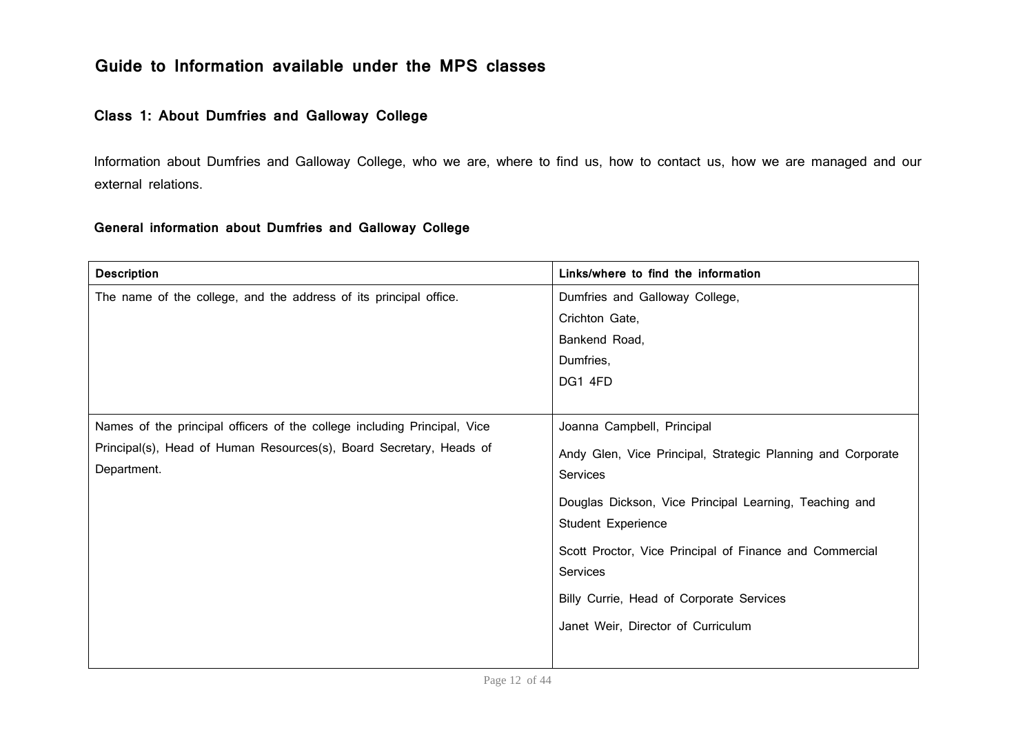## Guide to Information available under the MPS classes

### Class 1: About Dumfries and Galloway College

Information about Dumfries and Galloway College, who we are, where to find us, how to contact us, how we are managed and our external relations.

#### General information about Dumfries and Galloway College

| Description | Links/where to find the information |
|---|---|
| The name of the college, and the address of its principal office. | Dumfries and Galloway College,<br>Crichton Gate,<br>Bankend Road,<br>Dumfries,<br>DG1 4FD |
| Names of the principal officers of the college including Principal, Vice Principal(s), Head of Human Resources(s), Board Secretary, Heads of Department. | Joanna Campbell, Principal<br><br>Andy Glen, Vice Principal, Strategic Planning and Corporate Services<br><br>Douglas Dickson, Vice Principal Learning, Teaching and Student Experience<br><br>Scott Proctor, Vice Principal of Finance and Commercial Services<br><br>Billy Currie, Head of Corporate Services<br><br>Janet Weir, Director of Curriculum |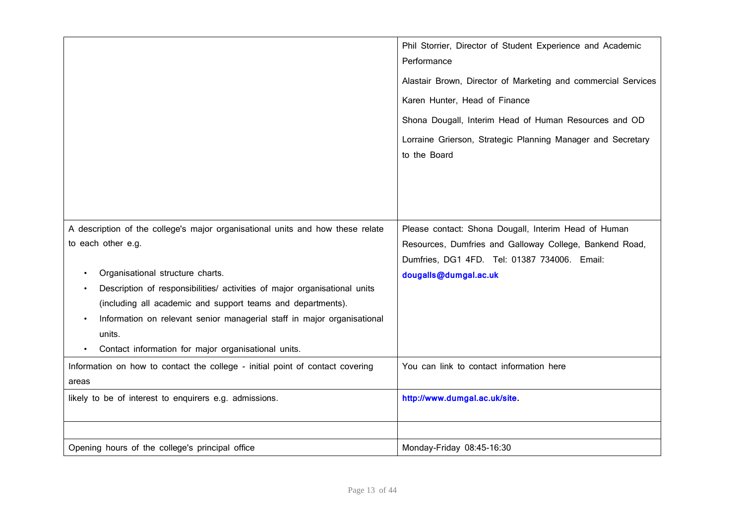| | |
|---|---|
| | Phil Storrier, Director of Student Experience and Academic Performance<br><br>Alastair Brown, Director of Marketing and commercial Services<br><br>Karen Hunter, Head of Finance<br><br>Shona Dougall, Interim Head of Human Resources and OD<br><br>Lorraine Grierson, Strategic Planning Manager and Secretary to the Board |
| A description of the college's major organisational units and how these relate to each other e.g.<br><br>• Organisational structure charts.<br>• Description of responsibilities/ activities of major organisational units (including all academic and support teams and departments).<br>• Information on relevant senior managerial staff in major organisational units.<br>• Contact information for major organisational units. | Please contact: Shona Dougall, Interim Head of Human Resources, Dumfries and Galloway College, Bankend Road, Dumfries, DG1 4FD. Tel: 01387 734006. Email: **dougalls@dumgal.ac.uk** |
| Information on how to contact the college - initial point of contact covering areas | You can link to contact information here |
| likely to be of interest to enquirers e.g. admissions. | **http://www.dumgal.ac.uk/site.** |
| | |
| Opening hours of the college's principal office | Monday-Friday 08:45-16:30 |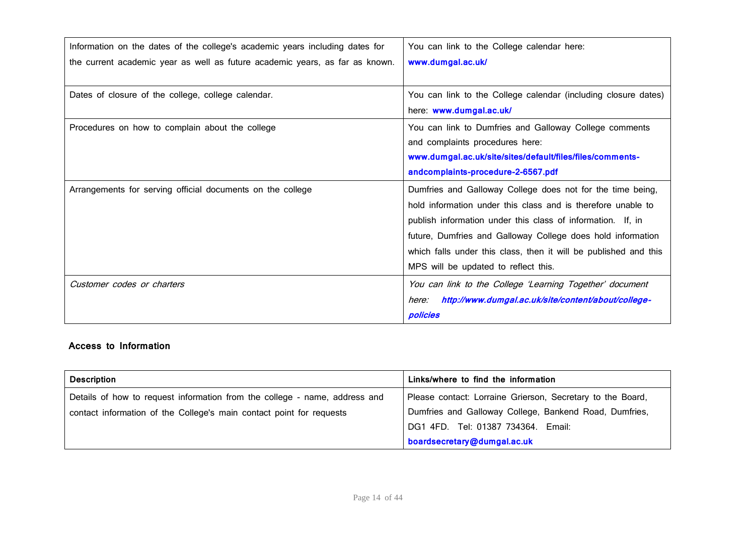| | |
|---|---|
| Information on the dates of the college's academic years including dates for the current academic year as well as future academic years, as far as known. | You can link to the College calendar here: **www.dumgal.ac.uk/** |
| Dates of closure of the college, college calendar. | You can link to the College calendar (including closure dates) here: **www.dumgal.ac.uk/** |
| Procedures on how to complain about the college | You can link to Dumfries and Galloway College comments and complaints procedures here: **www.dumgal.ac.uk/site/sites/default/files/files/comments-andcomplaints-procedure-2-6567.pdf** |
| Arrangements for serving official documents on the college | Dumfries and Galloway College does not for the time being, hold information under this class and is therefore unable to publish information under this class of information. If, in future, Dumfries and Galloway College does hold information which falls under this class, then it will be published and this MPS will be updated to reflect this. |
| *Customer codes or charters* | *You can link to the College 'Learning Together' document here:* ***http://www.dumgal.ac.uk/site/content/about/college-policies*** |

**Access to Information**

| **Description** | **Links/where to find the information** |
|---|---|
| Details of how to request information from the college - name, address and contact information of the College's main contact point for requests | Please contact: Lorraine Grierson, Secretary to the Board, Dumfries and Galloway College, Bankend Road, Dumfries, DG1 4FD. Tel: 01387 734364. Email: **boardsecretary@dumgal.ac.uk** |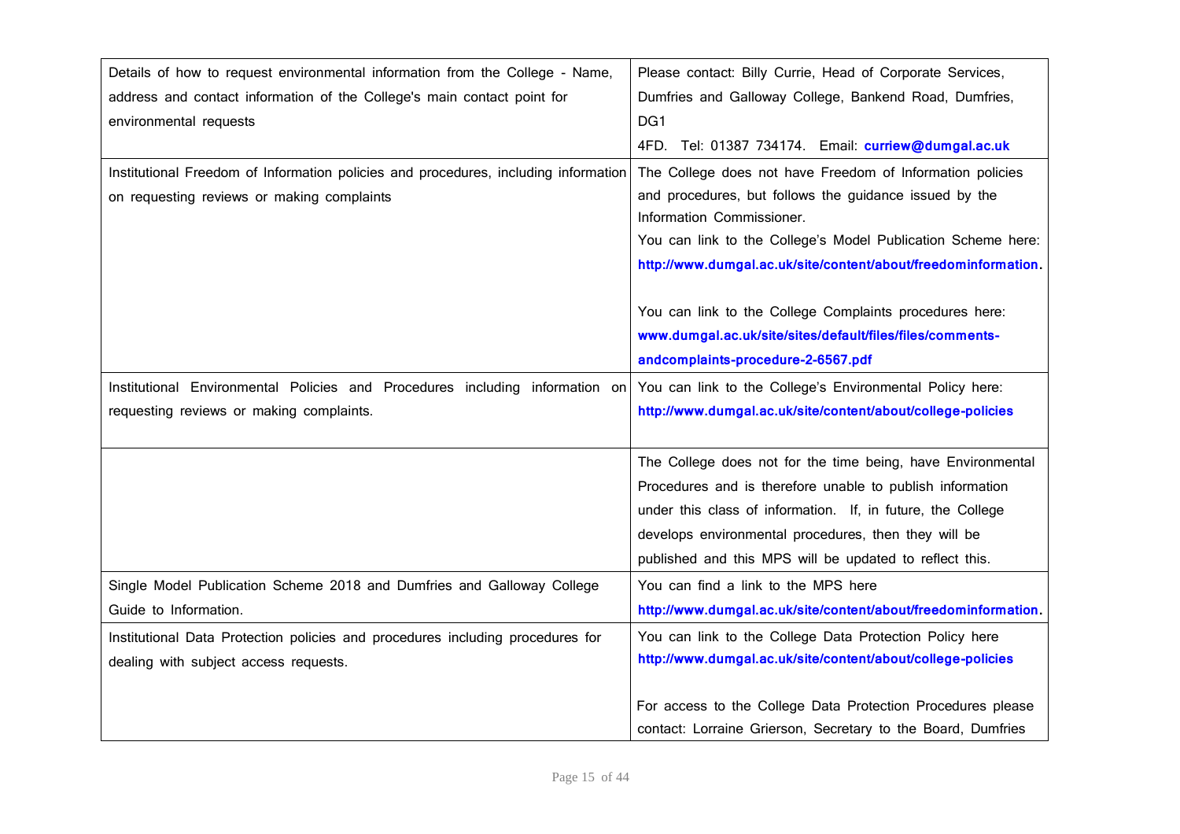| | |
|---|---|
| Details of how to request environmental information from the College - Name, address and contact information of the College's main contact point for environmental requests | Please contact: Billy Currie, Head of Corporate Services, Dumfries and Galloway College, Bankend Road, Dumfries, DG1 4FD. Tel: 01387 734174. Email: **curriew@dumgal.ac.uk** |
| Institutional Freedom of Information policies and procedures, including information on requesting reviews or making complaints | The College does not have Freedom of Information policies and procedures, but follows the guidance issued by the Information Commissioner.<br>You can link to the College's Model Publication Scheme here: **http://www.dumgal.ac.uk/site/content/about/freedominformation**.<br><br>You can link to the College Complaints procedures here: **www.dumgal.ac.uk/site/sites/default/files/files/comments-andcomplaints-procedure-2-6567.pdf** |
| Institutional Environmental Policies and Procedures including information on requesting reviews or making complaints. | You can link to the College's Environmental Policy here: **http://www.dumgal.ac.uk/site/content/about/college-policies** |
| | The College does not for the time being, have Environmental Procedures and is therefore unable to publish information under this class of information. If, in future, the College develops environmental procedures, then they will be published and this MPS will be updated to reflect this. |
| Single Model Publication Scheme 2018 and Dumfries and Galloway College Guide to Information. | You can find a link to the MPS here **http://www.dumgal.ac.uk/site/content/about/freedominformation**. |
| Institutional Data Protection policies and procedures including procedures for dealing with subject access requests. | You can link to the College Data Protection Policy here **http://www.dumgal.ac.uk/site/content/about/college-policies**<br><br>For access to the College Data Protection Procedures please contact: Lorraine Grierson, Secretary to the Board, Dumfries |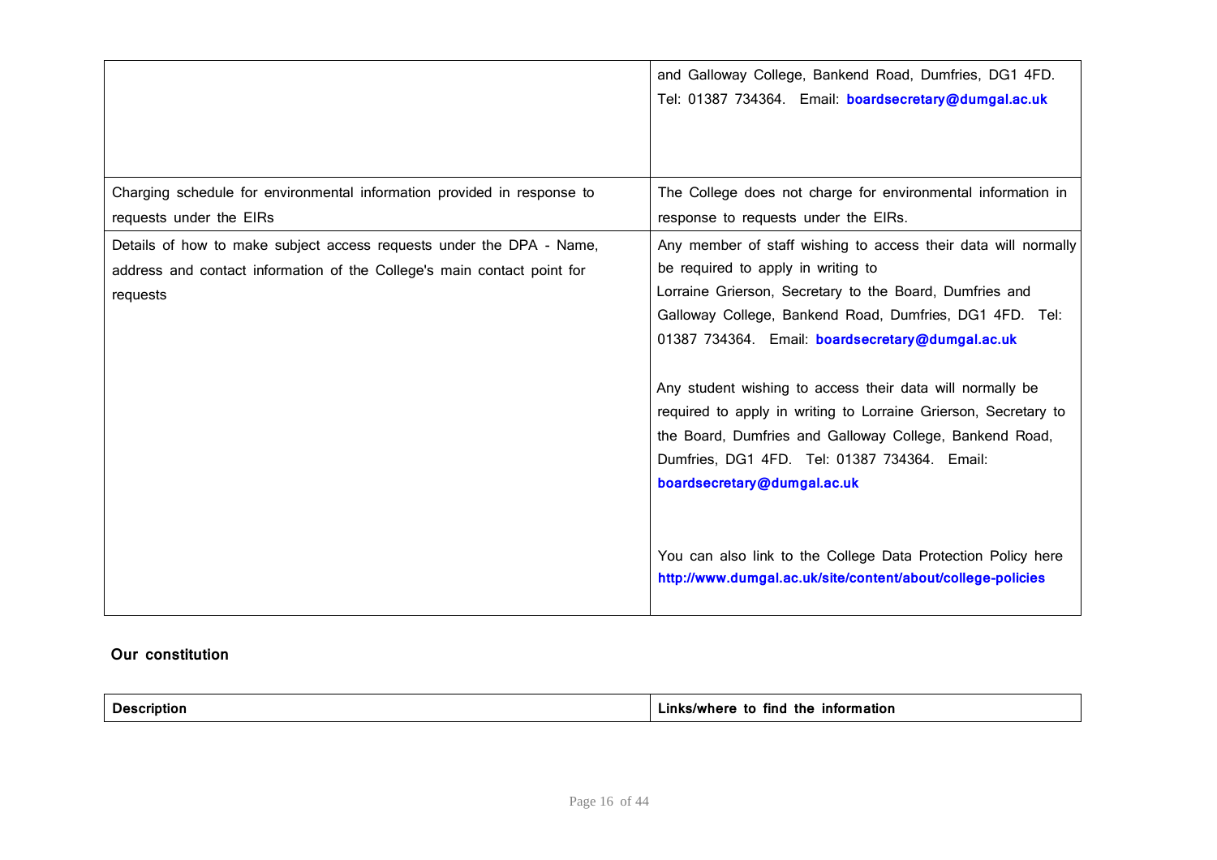| | |
|---|---|
| | and Galloway College, Bankend Road, Dumfries, DG1 4FD. Tel: 01387 734364. Email: **boardsecretary@dumgal.ac.uk** |
| Charging schedule for environmental information provided in response to requests under the EIRs | The College does not charge for environmental information in response to requests under the EIRs. |
| Details of how to make subject access requests under the DPA - Name, address and contact information of the College's main contact point for requests | Any member of staff wishing to access their data will normally be required to apply in writing to Lorraine Grierson, Secretary to the Board, Dumfries and Galloway College, Bankend Road, Dumfries, DG1 4FD. Tel: 01387 734364. Email: **boardsecretary@dumgal.ac.uk**<br><br>Any student wishing to access their data will normally be required to apply in writing to Lorraine Grierson, Secretary to the Board, Dumfries and Galloway College, Bankend Road, Dumfries, DG1 4FD. Tel: 01387 734364. Email: **boardsecretary@dumgal.ac.uk**<br><br>You can also link to the College Data Protection Policy here **http://www.dumgal.ac.uk/site/content/about/college-policies** |

**Our constitution**

| Description | Links/where to find the information |
|---|---|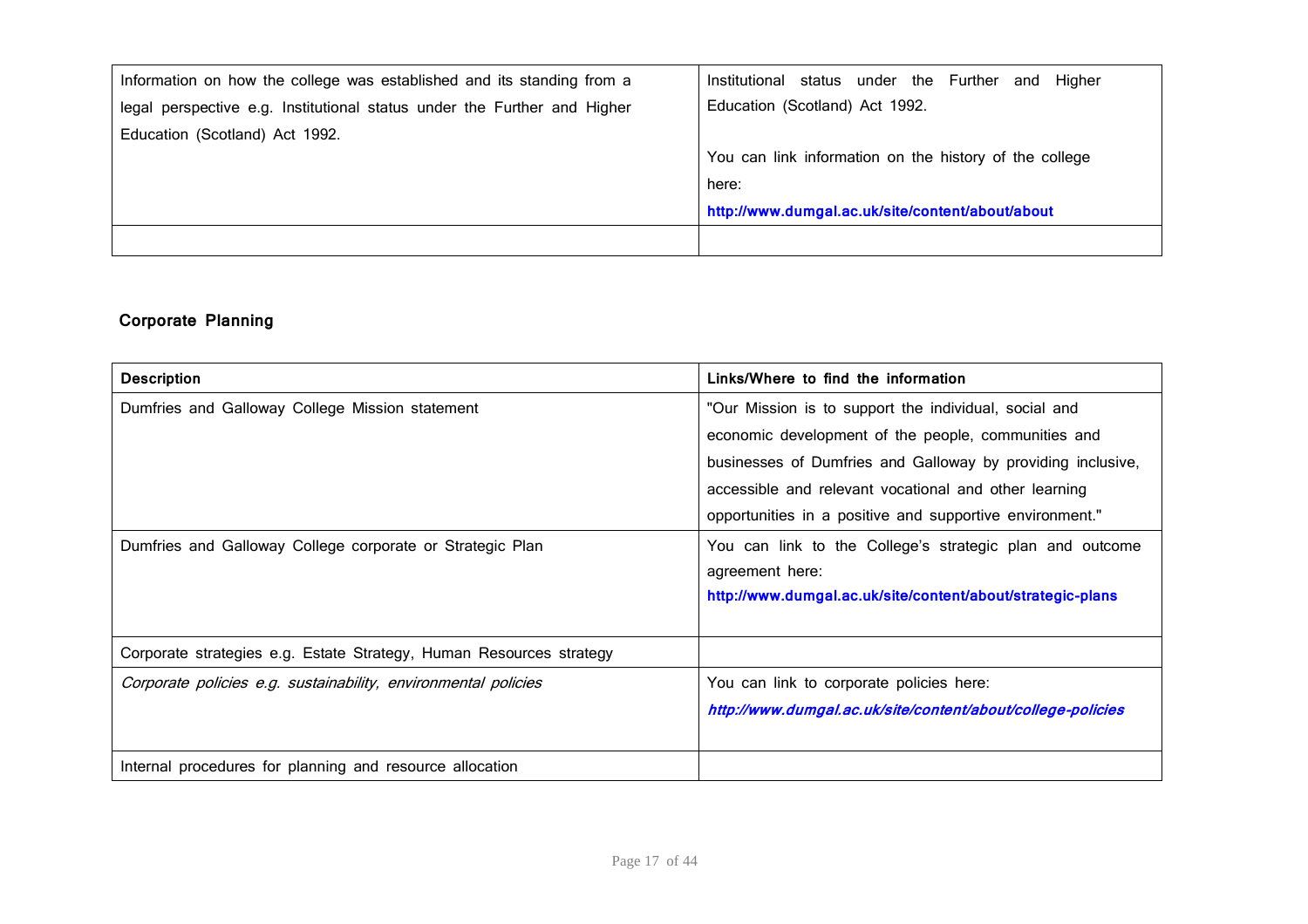| | |
|---|---|
| Information on how the college was established and its standing from a legal perspective e.g. Institutional status under the Further and Higher Education (Scotland) Act 1992. | Institutional status under the Further and Higher Education (Scotland) Act 1992.<br><br>You can link information on the history of the college here:<br>**http://www.dumgal.ac.uk/site/content/about/about** |
| | |

**Corporate Planning**

| **Description** | **Links/Where to find the information** |
|---|---|
| Dumfries and Galloway College Mission statement | "Our Mission is to support the individual, social and economic development of the people, communities and businesses of Dumfries and Galloway by providing inclusive, accessible and relevant vocational and other learning opportunities in a positive and supportive environment." |
| Dumfries and Galloway College corporate or Strategic Plan | You can link to the College's strategic plan and outcome agreement here:<br>**http://www.dumgal.ac.uk/site/content/about/strategic-plans** |
| Corporate strategies e.g. Estate Strategy, Human Resources strategy | |
| *Corporate policies e.g. sustainability, environmental policies* | You can link to corporate policies here:<br>***http://www.dumgal.ac.uk/site/content/about/college-policies*** |
| Internal procedures for planning and resource allocation | |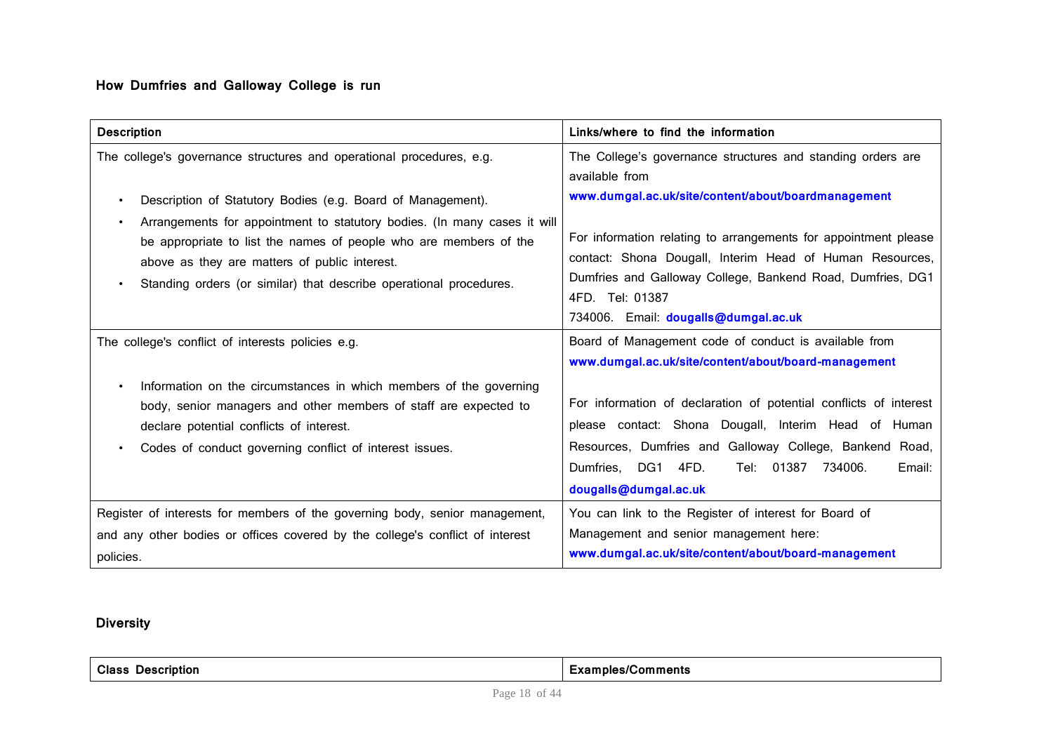## How Dumfries and Galloway College is run

| Description | Links/where to find the information |
| --- | --- |
| The college's governance structures and operational procedures, e.g.<br><br>• Description of Statutory Bodies (e.g. Board of Management).<br>• Arrangements for appointment to statutory bodies. (In many cases it will be appropriate to list the names of people who are members of the above as they are matters of public interest.<br>• Standing orders (or similar) that describe operational procedures. | The College's governance structures and standing orders are available from **www.dumgal.ac.uk/site/content/about/boardmanagement**<br><br>For information relating to arrangements for appointment please contact: Shona Dougall, Interim Head of Human Resources, Dumfries and Galloway College, Bankend Road, Dumfries, DG1 4FD. Tel: 01387 734006. Email: **dougalls@dumgal.ac.uk** |
| The college's conflict of interests policies e.g.<br><br>• Information on the circumstances in which members of the governing body, senior managers and other members of staff are expected to declare potential conflicts of interest.<br>• Codes of conduct governing conflict of interest issues. | Board of Management code of conduct is available from **www.dumgal.ac.uk/site/content/about/board-management**<br><br>For information of declaration of potential conflicts of interest please contact: Shona Dougall, Interim Head of Human Resources, Dumfries and Galloway College, Bankend Road, Dumfries, DG1 4FD. Tel: 01387 734006. Email: **dougalls@dumgal.ac.uk** |
| Register of interests for members of the governing body, senior management, and any other bodies or offices covered by the college's conflict of interest policies. | You can link to the Register of interest for Board of Management and senior management here: **www.dumgal.ac.uk/site/content/about/board-management** |

## Diversity

| Class Description | Examples/Comments |
| --- | --- |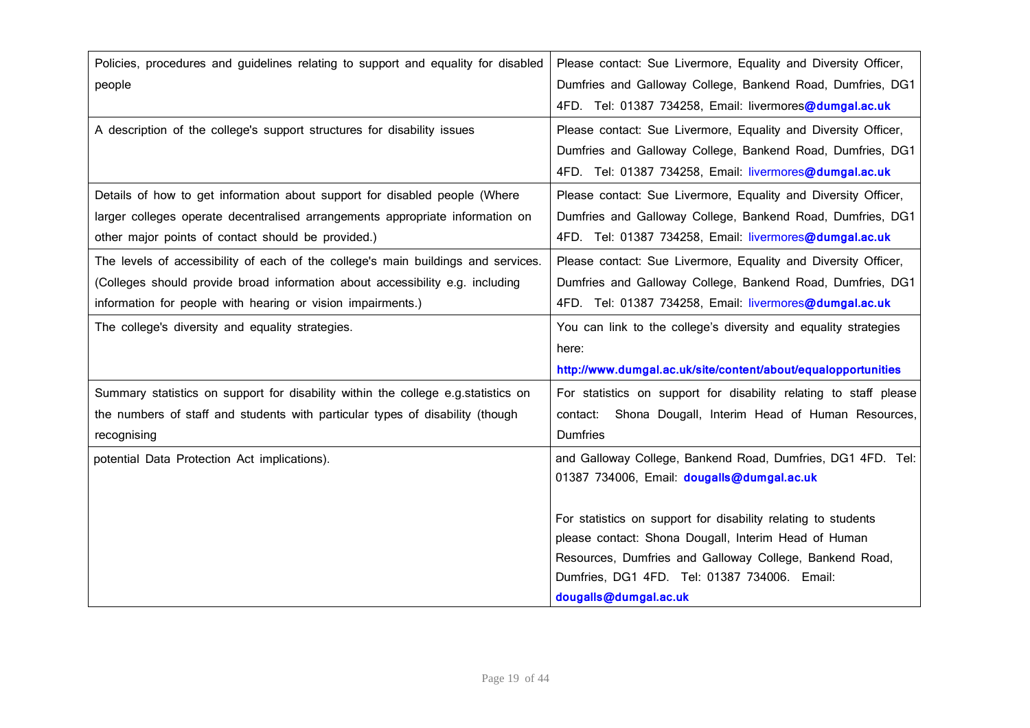| | |
|---|---|
| Policies, procedures and guidelines relating to support and equality for disabled people | Please contact: Sue Livermore, Equality and Diversity Officer, Dumfries and Galloway College, Bankend Road, Dumfries, DG1 4FD. Tel: 01387 734258, Email: livermores@dumgal.ac.uk |
| A description of the college's support structures for disability issues | Please contact: Sue Livermore, Equality and Diversity Officer, Dumfries and Galloway College, Bankend Road, Dumfries, DG1 4FD. Tel: 01387 734258, Email: livermores@dumgal.ac.uk |
| Details of how to get information about support for disabled people (Where larger colleges operate decentralised arrangements appropriate information on other major points of contact should be provided.) | Please contact: Sue Livermore, Equality and Diversity Officer, Dumfries and Galloway College, Bankend Road, Dumfries, DG1 4FD. Tel: 01387 734258, Email: livermores@dumgal.ac.uk |
| The levels of accessibility of each of the college's main buildings and services. (Colleges should provide broad information about accessibility e.g. including information for people with hearing or vision impairments.) | Please contact: Sue Livermore, Equality and Diversity Officer, Dumfries and Galloway College, Bankend Road, Dumfries, DG1 4FD. Tel: 01387 734258, Email: livermores@dumgal.ac.uk |
| The college's diversity and equality strategies. | You can link to the college's diversity and equality strategies here: **http://www.dumgal.ac.uk/site/content/about/equalopportunities** |
| Summary statistics on support for disability within the college e.g.statistics on the numbers of staff and students with particular types of disability (though recognising potential Data Protection Act implications). | For statistics on support for disability relating to staff please contact: Shona Dougall, Interim Head of Human Resources, Dumfries and Galloway College, Bankend Road, Dumfries, DG1 4FD. Tel: 01387 734006, Email: **dougalls@dumgal.ac.uk**<br><br>For statistics on support for disability relating to students please contact: Shona Dougall, Interim Head of Human Resources, Dumfries and Galloway College, Bankend Road, Dumfries, DG1 4FD. Tel: 01387 734006. Email: **dougalls@dumgal.ac.uk** |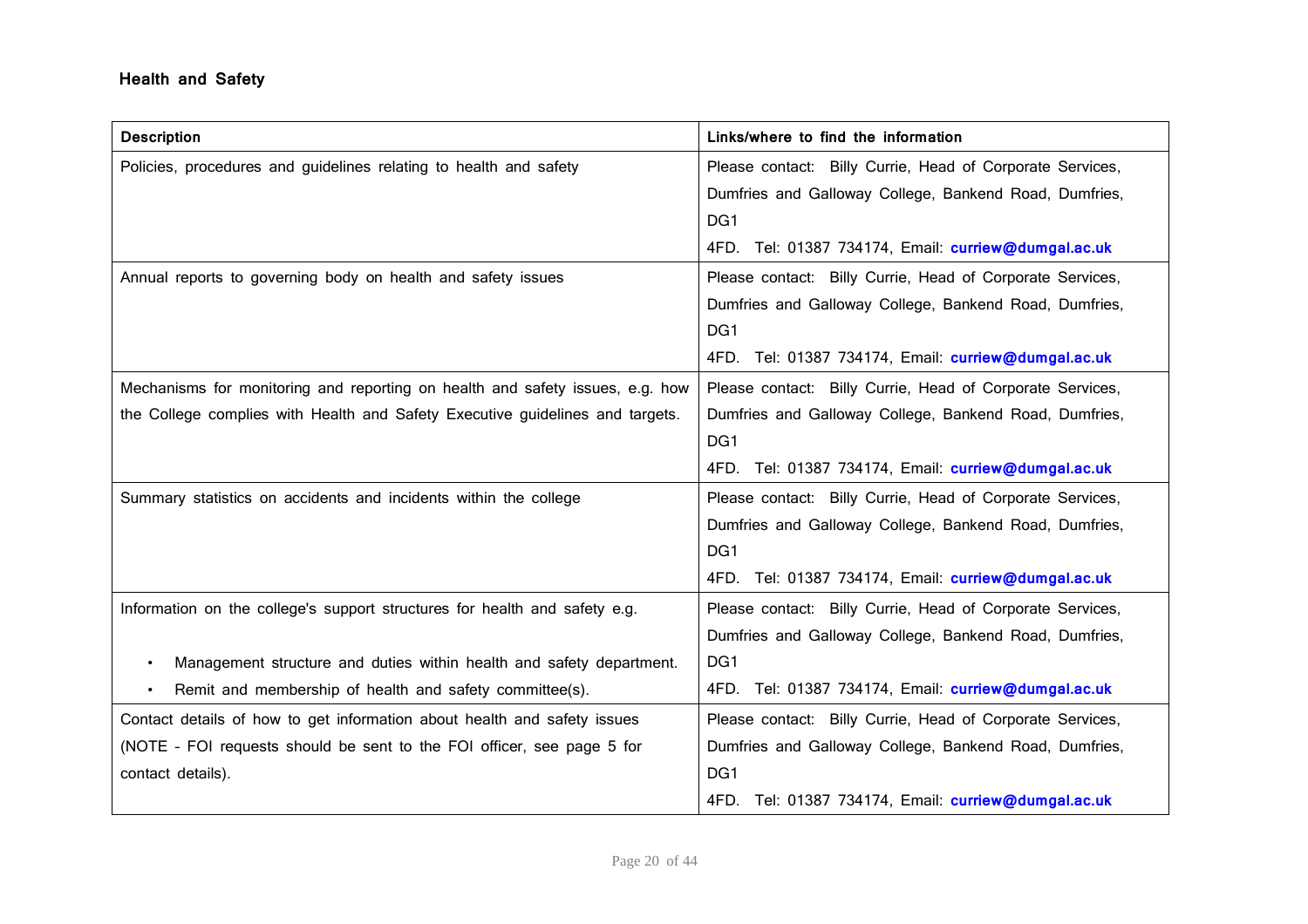## Health and Safety

| Description | Links/where to find the information |
| --- | --- |
| Policies, procedures and guidelines relating to health and safety | Please contact: Billy Currie, Head of Corporate Services, Dumfries and Galloway College, Bankend Road, Dumfries, DG1 4FD. Tel: 01387 734174, Email: **curriew@dumgal.ac.uk** |
| Annual reports to governing body on health and safety issues | Please contact: Billy Currie, Head of Corporate Services, Dumfries and Galloway College, Bankend Road, Dumfries, DG1 4FD. Tel: 01387 734174, Email: **curriew@dumgal.ac.uk** |
| Mechanisms for monitoring and reporting on health and safety issues, e.g. how the College complies with Health and Safety Executive guidelines and targets. | Please contact: Billy Currie, Head of Corporate Services, Dumfries and Galloway College, Bankend Road, Dumfries, DG1 4FD. Tel: 01387 734174, Email: **curriew@dumgal.ac.uk** |
| Summary statistics on accidents and incidents within the college | Please contact: Billy Currie, Head of Corporate Services, Dumfries and Galloway College, Bankend Road, Dumfries, DG1 4FD. Tel: 01387 734174, Email: **curriew@dumgal.ac.uk** |
| Information on the college's support structures for health and safety e.g.<br>• Management structure and duties within health and safety department.<br>• Remit and membership of health and safety committee(s). | Please contact: Billy Currie, Head of Corporate Services, Dumfries and Galloway College, Bankend Road, Dumfries, DG1 4FD. Tel: 01387 734174, Email: **curriew@dumgal.ac.uk** |
| Contact details of how to get information about health and safety issues (NOTE - FOI requests should be sent to the FOI officer, see page 5 for contact details). | Please contact: Billy Currie, Head of Corporate Services, Dumfries and Galloway College, Bankend Road, Dumfries, DG1 4FD. Tel: 01387 734174, Email: **curriew@dumgal.ac.uk** |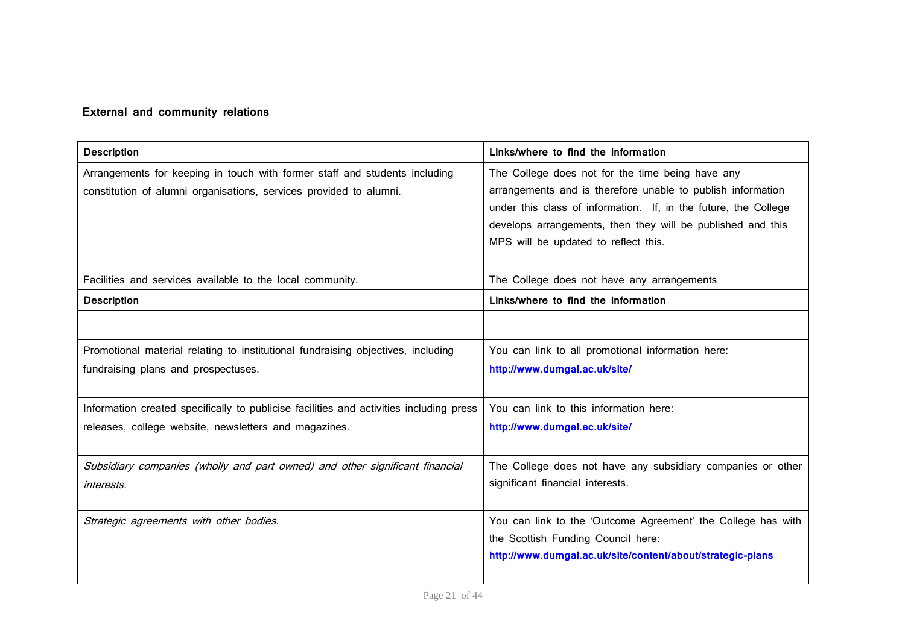**External and community relations**

| Description | Links/where to find the information |
|---|---|
| Arrangements for keeping in touch with former staff and students including constitution of alumni organisations, services provided to alumni. | The College does not for the time being have any arrangements and is therefore unable to publish information under this class of information. If, in the future, the College develops arrangements, then they will be published and this MPS will be updated to reflect this. |
| Facilities and services available to the local community. | The College does not have any arrangements |
| **Description** | **Links/where to find the information** |
| | |
| Promotional material relating to institutional fundraising objectives, including fundraising plans and prospectuses. | You can link to all promotional information here: **http://www.dumgal.ac.uk/site/** |
| Information created specifically to publicise facilities and activities including press releases, college website, newsletters and magazines. | You can link to this information here: **http://www.dumgal.ac.uk/site/** |
| *Subsidiary companies (wholly and part owned) and other significant financial interests.* | The College does not have any subsidiary companies or other significant financial interests. |
| *Strategic agreements with other bodies.* | You can link to the 'Outcome Agreement' the College has with the Scottish Funding Council here: **http://www.dumgal.ac.uk/site/content/about/strategic-plans** |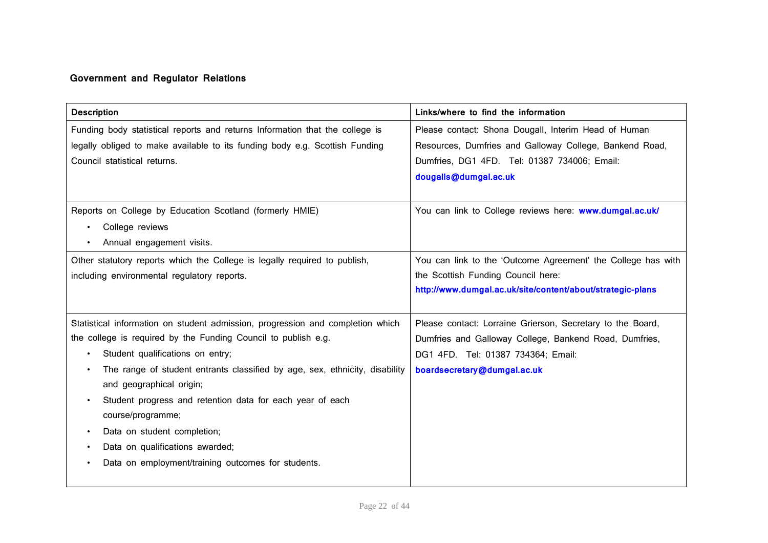## Government and Regulator Relations

| Description | Links/where to find the information |
|---|---|
| Funding body statistical reports and returns Information that the college is legally obliged to make available to its funding body e.g. Scottish Funding Council statistical returns. | Please contact: Shona Dougall, Interim Head of Human Resources, Dumfries and Galloway College, Bankend Road, Dumfries, DG1 4FD. Tel: 01387 734006; Email: **dougalls@dumgal.ac.uk** |
| Reports on College by Education Scotland (formerly HMIE)<br>• College reviews<br>• Annual engagement visits. | You can link to College reviews here: **www.dumgal.ac.uk/** |
| Other statutory reports which the College is legally required to publish, including environmental regulatory reports. | You can link to the 'Outcome Agreement' the College has with the Scottish Funding Council here: **http://www.dumgal.ac.uk/site/content/about/strategic-plans** |
| Statistical information on student admission, progression and completion which the college is required by the Funding Council to publish e.g.<br>• Student qualifications on entry;<br>• The range of student entrants classified by age, sex, ethnicity, disability and geographical origin;<br>• Student progress and retention data for each year of each course/programme;<br>• Data on student completion;<br>• Data on qualifications awarded;<br>• Data on employment/training outcomes for students. | Please contact: Lorraine Grierson, Secretary to the Board, Dumfries and Galloway College, Bankend Road, Dumfries, DG1 4FD. Tel: 01387 734364; Email: **boardsecretary@dumgal.ac.uk** |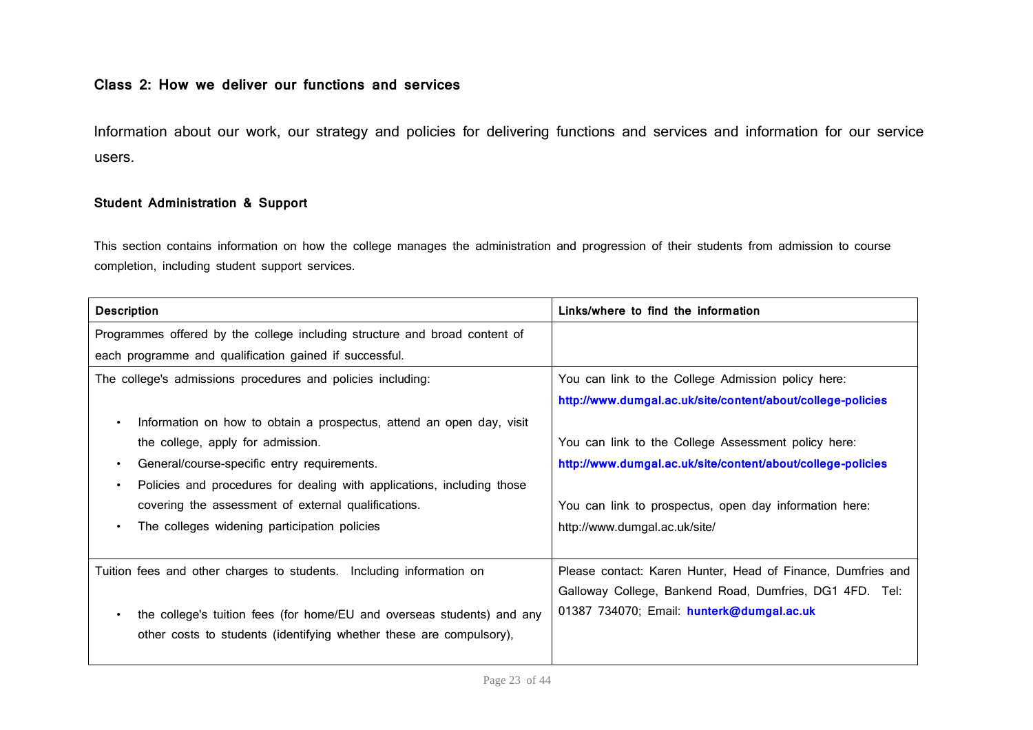## Class 2: How we deliver our functions and services

Information about our work, our strategy and policies for delivering functions and services and information for our service users.

### Student Administration & Support

This section contains information on how the college manages the administration and progression of their students from admission to course completion, including student support services.

| Description | Links/where to find the information |
|---|---|
| Programmes offered by the college including structure and broad content of each programme and qualification gained if successful. | |
| The college's admissions procedures and policies including:<br><br>• Information on how to obtain a prospectus, attend an open day, visit the college, apply for admission.<br>• General/course-specific entry requirements.<br>• Policies and procedures for dealing with applications, including those covering the assessment of external qualifications.<br>• The colleges widening participation policies | You can link to the College Admission policy here: **http://www.dumgal.ac.uk/site/content/about/college-policies**<br><br>You can link to the College Assessment policy here: **http://www.dumgal.ac.uk/site/content/about/college-policies**<br><br>You can link to prospectus, open day information here: http://www.dumgal.ac.uk/site/ |
| Tuition fees and other charges to students. Including information on<br><br>• the college's tuition fees (for home/EU and overseas students) and any other costs to students (identifying whether these are compulsory), | Please contact: Karen Hunter, Head of Finance, Dumfries and Galloway College, Bankend Road, Dumfries, DG1 4FD. Tel: 01387 734070; Email: **hunterk@dumgal.ac.uk** |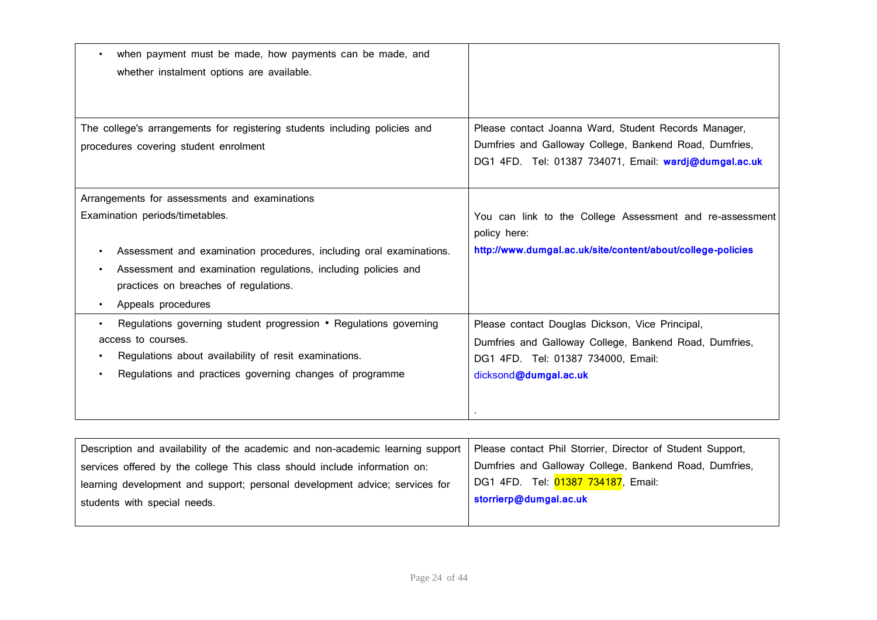| | |
|---|---|
| • when payment must be made, how payments can be made, and whether instalment options are available. | |
| The college's arrangements for registering students including policies and procedures covering student enrolment | Please contact Joanna Ward, Student Records Manager, Dumfries and Galloway College, Bankend Road, Dumfries, DG1 4FD. Tel: 01387 734071, Email: **wardj@dumgal.ac.uk** |
| Arrangements for assessments and examinations<br>Examination periods/timetables.<br>• Assessment and examination procedures, including oral examinations.<br>• Assessment and examination regulations, including policies and practices on breaches of regulations.<br>• Appeals procedures | You can link to the College Assessment and re-assessment policy here:<br>**http://www.dumgal.ac.uk/site/content/about/college-policies** |
| • Regulations governing student progression • Regulations governing access to courses.<br>• Regulations about availability of resit examinations.<br>• Regulations and practices governing changes of programme | Please contact Douglas Dickson, Vice Principal, Dumfries and Galloway College, Bankend Road, Dumfries, DG1 4FD. Tel: 01387 734000, Email: dicksond**@dumgal.ac.uk**<br>. |

| | |
|---|---|
| Description and availability of the academic and non-academic learning support services offered by the college This class should include information on: learning development and support; personal development advice; services for students with special needs. | Please contact Phil Storrier, Director of Student Support, Dumfries and Galloway College, Bankend Road, Dumfries, DG1 4FD. Tel: 01387 734187, Email: **storrierp@dumgal.ac.uk** |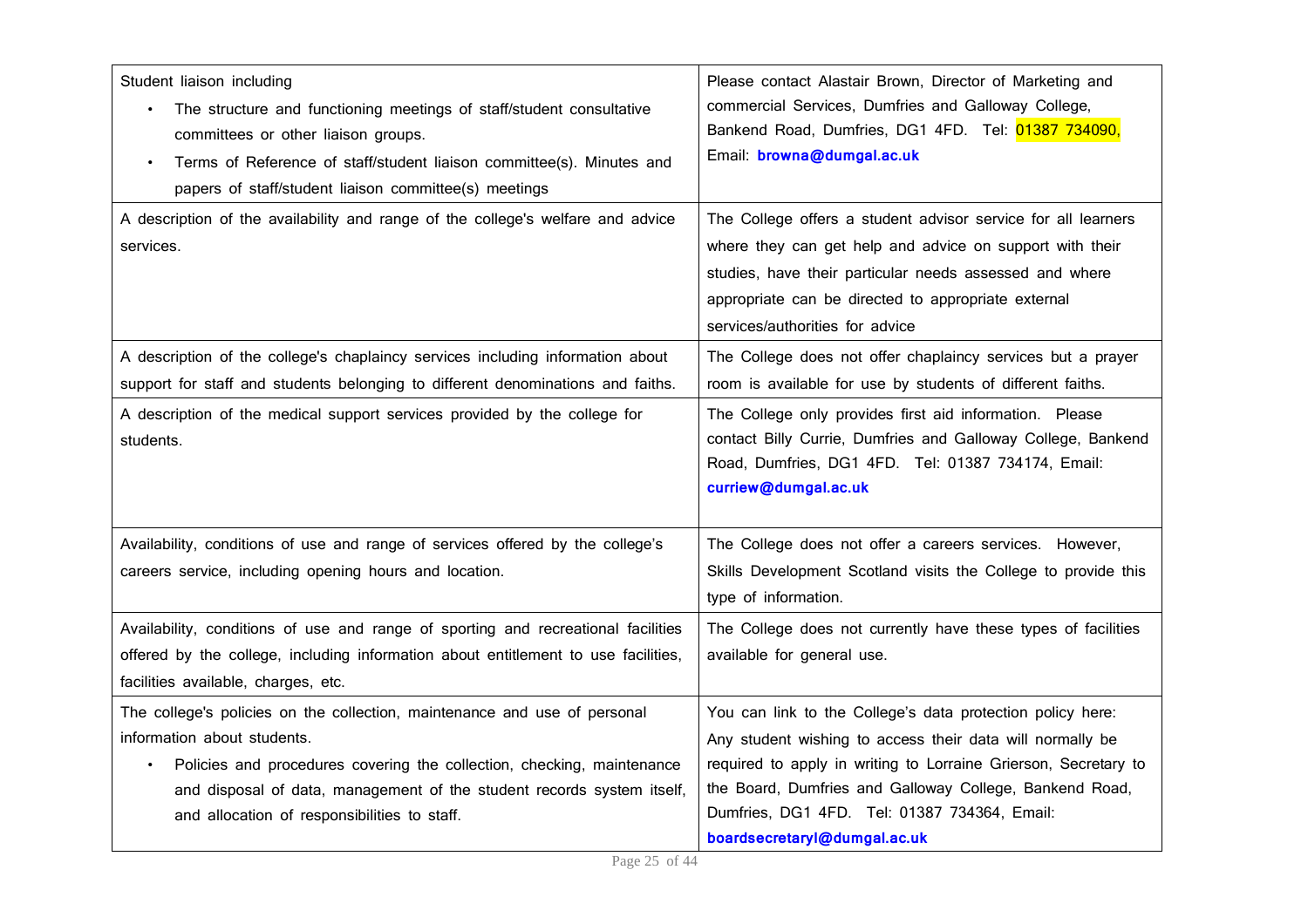| | |
|---|---|
| Student liaison including<br>• The structure and functioning meetings of staff/student consultative committees or other liaison groups.<br>• Terms of Reference of staff/student liaison committee(s). Minutes and papers of staff/student liaison committee(s) meetings | Please contact Alastair Brown, Director of Marketing and commercial Services, Dumfries and Galloway College, Bankend Road, Dumfries, DG1 4FD. Tel: 01387 734090, Email: **browna@dumgal.ac.uk** |
| A description of the availability and range of the college's welfare and advice services. | The College offers a student advisor service for all learners where they can get help and advice on support with their studies, have their particular needs assessed and where appropriate can be directed to appropriate external services/authorities for advice |
| A description of the college's chaplaincy services including information about support for staff and students belonging to different denominations and faiths. | The College does not offer chaplaincy services but a prayer room is available for use by students of different faiths. |
| A description of the medical support services provided by the college for students. | The College only provides first aid information. Please contact Billy Currie, Dumfries and Galloway College, Bankend Road, Dumfries, DG1 4FD. Tel: 01387 734174, Email: **curriew@dumgal.ac.uk** |
| Availability, conditions of use and range of services offered by the college's careers service, including opening hours and location. | The College does not offer a careers services. However, Skills Development Scotland visits the College to provide this type of information. |
| Availability, conditions of use and range of sporting and recreational facilities offered by the college, including information about entitlement to use facilities, facilities available, charges, etc. | The College does not currently have these types of facilities available for general use. |
| The college's policies on the collection, maintenance and use of personal information about students.<br>• Policies and procedures covering the collection, checking, maintenance and disposal of data, management of the student records system itself, and allocation of responsibilities to staff. | You can link to the College's data protection policy here: Any student wishing to access their data will normally be required to apply in writing to Lorraine Grierson, Secretary to the Board, Dumfries and Galloway College, Bankend Road, Dumfries, DG1 4FD. Tel: 01387 734364, Email: **boardsecretaryl@dumgal.ac.uk** |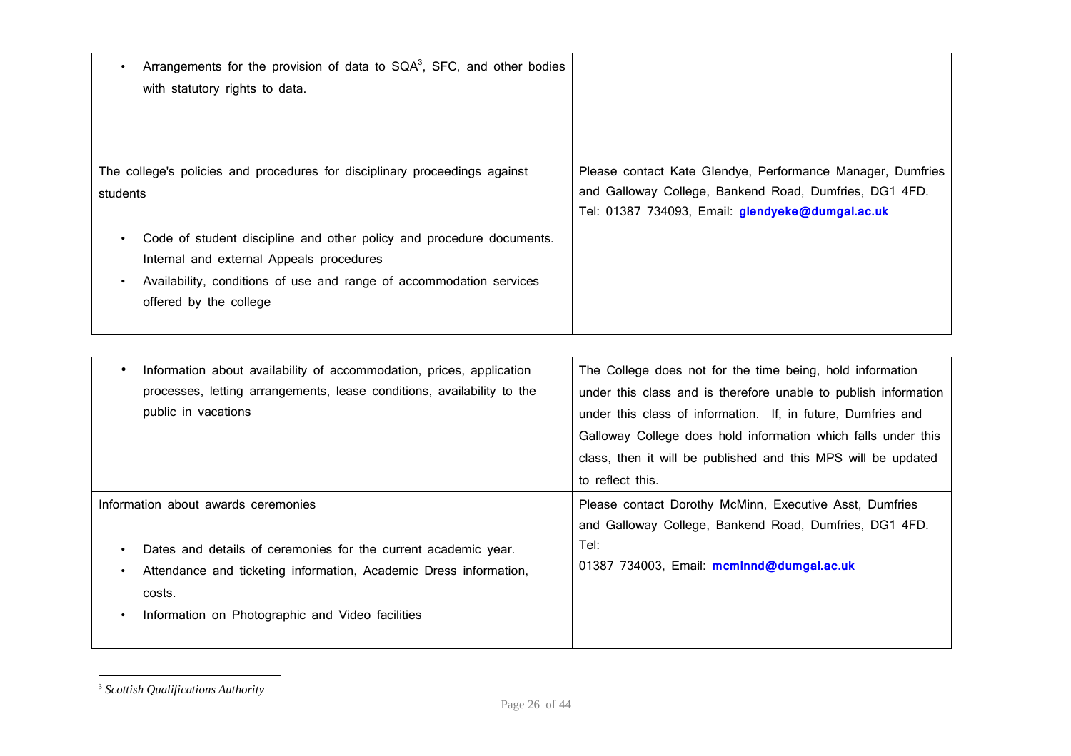| | |
|---|---|
| • Arrangements for the provision of data to SQA[3], SFC, and other bodies with statutory rights to data. | |
| The college's policies and procedures for disciplinary proceedings against students<br><br>• Code of student discipline and other policy and procedure documents. Internal and external Appeals procedures<br>• Availability, conditions of use and range of accommodation services offered by the college | Please contact Kate Glendye, Performance Manager, Dumfries and Galloway College, Bankend Road, Dumfries, DG1 4FD. Tel: 01387 734093, Email: **glendyeke@dumgal.ac.uk** |

| | |
|---|---|
| • Information about availability of accommodation, prices, application processes, letting arrangements, lease conditions, availability to the public in vacations | The College does not for the time being, hold information under this class and is therefore unable to publish information under this class of information. If, in future, Dumfries and Galloway College does hold information which falls under this class, then it will be published and this MPS will be updated to reflect this. |
| Information about awards ceremonies<br><br>• Dates and details of ceremonies for the current academic year.<br>• Attendance and ticketing information, Academic Dress information, costs.<br>• Information on Photographic and Video facilities | Please contact Dorothy McMinn, Executive Asst, Dumfries and Galloway College, Bankend Road, Dumfries, DG1 4FD. Tel: 01387 734003, Email: **mcminnd@dumgal.ac.uk** |

[3] *Scottish Qualifications Authority*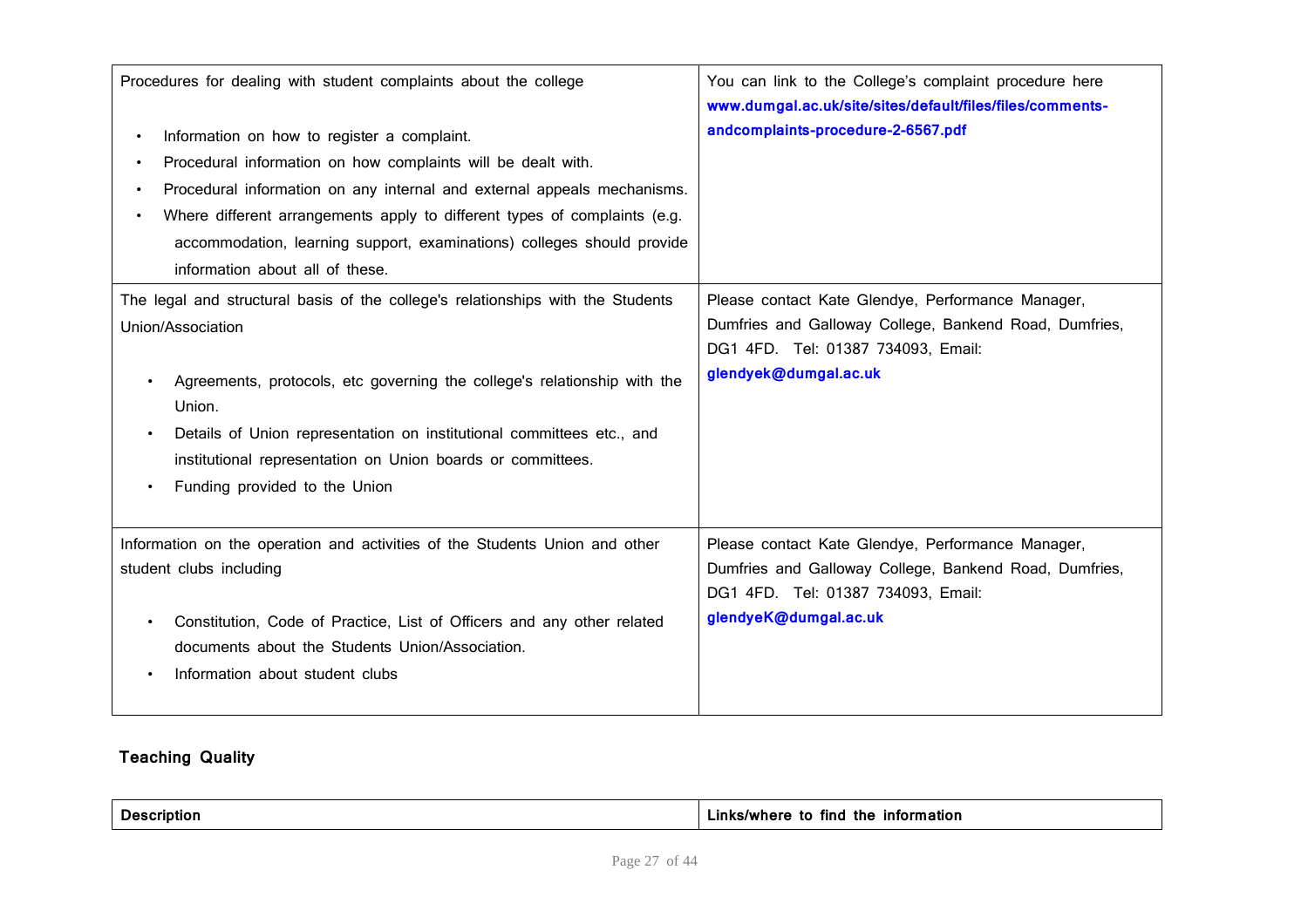| | |
|---|---|
| Procedures for dealing with student complaints about the college<br><br>• Information on how to register a complaint.<br>• Procedural information on how complaints will be dealt with.<br>• Procedural information on any internal and external appeals mechanisms.<br>• Where different arrangements apply to different types of complaints (e.g. accommodation, learning support, examinations) colleges should provide information about all of these. | You can link to the College's complaint procedure here **www.dumgal.ac.uk/site/sites/default/files/files/comments-andcomplaints-procedure-2-6567.pdf** |
| The legal and structural basis of the college's relationships with the Students Union/Association<br><br>• Agreements, protocols, etc governing the college's relationship with the Union.<br>• Details of Union representation on institutional committees etc., and institutional representation on Union boards or committees.<br>• Funding provided to the Union | Please contact Kate Glendye, Performance Manager, Dumfries and Galloway College, Bankend Road, Dumfries, DG1 4FD. Tel: 01387 734093, Email: **glendyek@dumgal.ac.uk** |
| Information on the operation and activities of the Students Union and other student clubs including<br><br>• Constitution, Code of Practice, List of Officers and any other related documents about the Students Union/Association.<br>• Information about student clubs | Please contact Kate Glendye, Performance Manager, Dumfries and Galloway College, Bankend Road, Dumfries, DG1 4FD. Tel: 01387 734093, Email: **glendyeK@dumgal.ac.uk** |

## Teaching Quality

| Description | Links/where to find the information |
|---|---|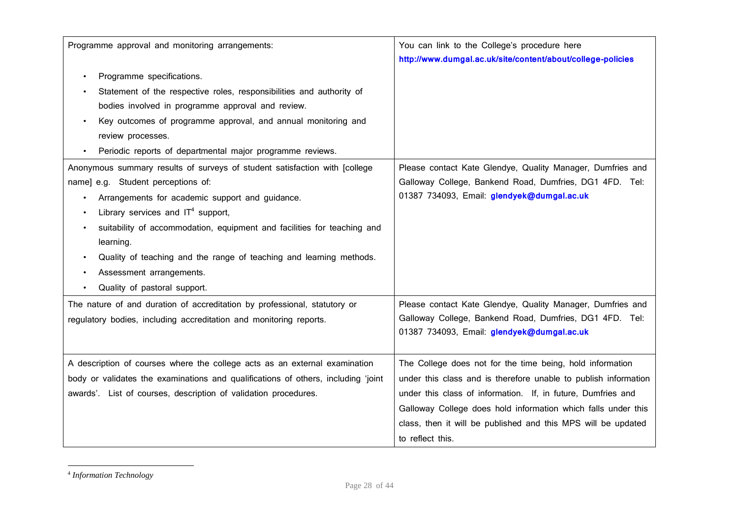| | |
|---|---|
| Programme approval and monitoring arrangements:<br><br>• Programme specifications.<br>• Statement of the respective roles, responsibilities and authority of bodies involved in programme approval and review.<br>• Key outcomes of programme approval, and annual monitoring and review processes.<br>• Periodic reports of departmental major programme reviews. | You can link to the College's procedure here **http://www.dumgal.ac.uk/site/content/about/college-policies** |
| Anonymous summary results of surveys of student satisfaction with [college name] e.g. Student perceptions of:<br>• Arrangements for academic support and guidance.<br>• Library services and IT[4] support,<br>• suitability of accommodation, equipment and facilities for teaching and learning.<br>• Quality of teaching and the range of teaching and learning methods.<br>• Assessment arrangements.<br>• Quality of pastoral support. | Please contact Kate Glendye, Quality Manager, Dumfries and Galloway College, Bankend Road, Dumfries, DG1 4FD. Tel: 01387 734093, Email: **glendyek@dumgal.ac.uk** |
| The nature of and duration of accreditation by professional, statutory or regulatory bodies, including accreditation and monitoring reports. | Please contact Kate Glendye, Quality Manager, Dumfries and Galloway College, Bankend Road, Dumfries, DG1 4FD. Tel: 01387 734093, Email: **glendyek@dumgal.ac.uk** |
| A description of courses where the college acts as an external examination body or validates the examinations and qualifications of others, including 'joint awards'. List of courses, description of validation procedures. | The College does not for the time being, hold information under this class and is therefore unable to publish information under this class of information. If, in future, Dumfries and Galloway College does hold information which falls under this class, then it will be published and this MPS will be updated to reflect this. |

[4] *Information Technology*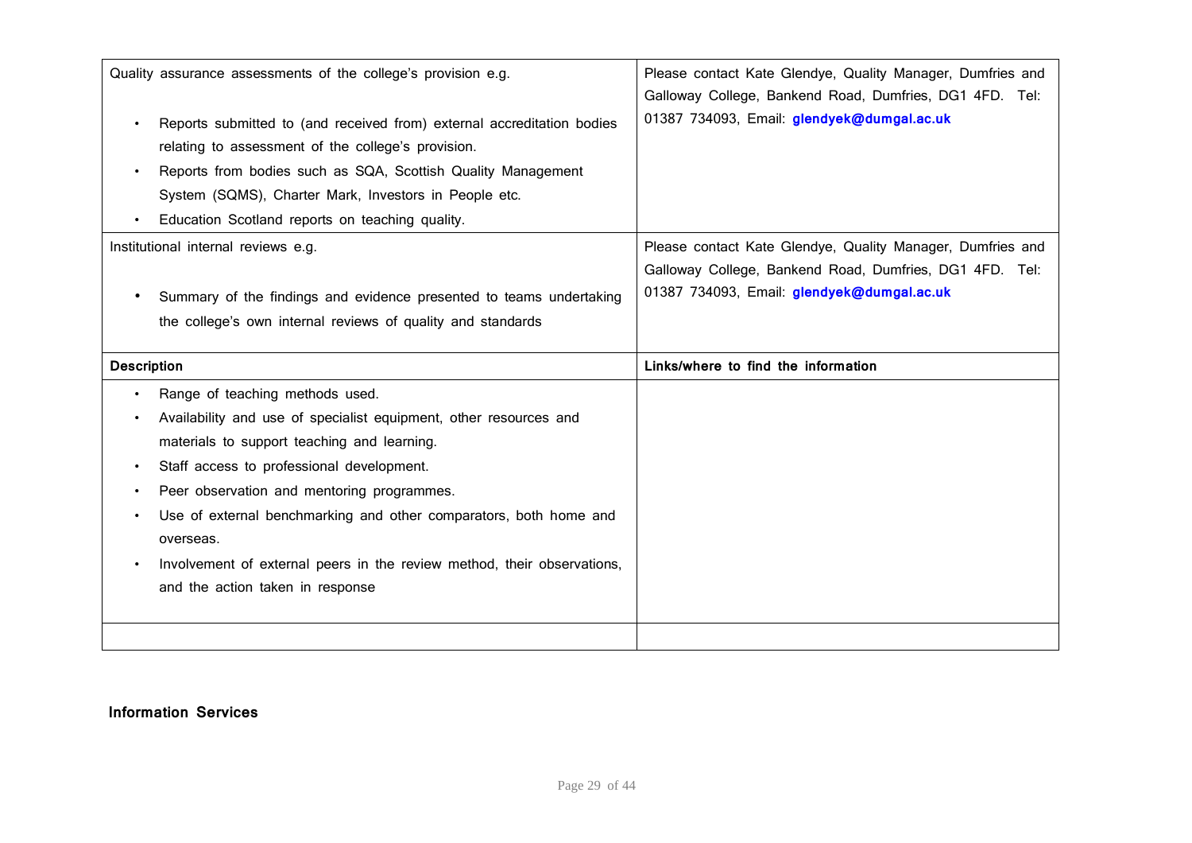| Quality assurance assessments of the college's provision e.g.<br><br>• Reports submitted to (and received from) external accreditation bodies relating to assessment of the college's provision.<br>• Reports from bodies such as SQA, Scottish Quality Management System (SQMS), Charter Mark, Investors in People etc.<br>• Education Scotland reports on teaching quality. | Please contact Kate Glendye, Quality Manager, Dumfries and Galloway College, Bankend Road, Dumfries, DG1 4FD. Tel: 01387 734093, Email: **glendyek@dumgal.ac.uk** |
|---|---|
| Institutional internal reviews e.g.<br><br>• Summary of the findings and evidence presented to teams undertaking the college's own internal reviews of quality and standards | Please contact Kate Glendye, Quality Manager, Dumfries and Galloway College, Bankend Road, Dumfries, DG1 4FD. Tel: 01387 734093, Email: **glendyek@dumgal.ac.uk** |
| **Description** | **Links/where to find the information** |
| • Range of teaching methods used.<br>• Availability and use of specialist equipment, other resources and materials to support teaching and learning.<br>• Staff access to professional development.<br>• Peer observation and mentoring programmes.<br>• Use of external benchmarking and other comparators, both home and overseas.<br>• Involvement of external peers in the review method, their observations, and the action taken in response | |
| | |

**Information Services**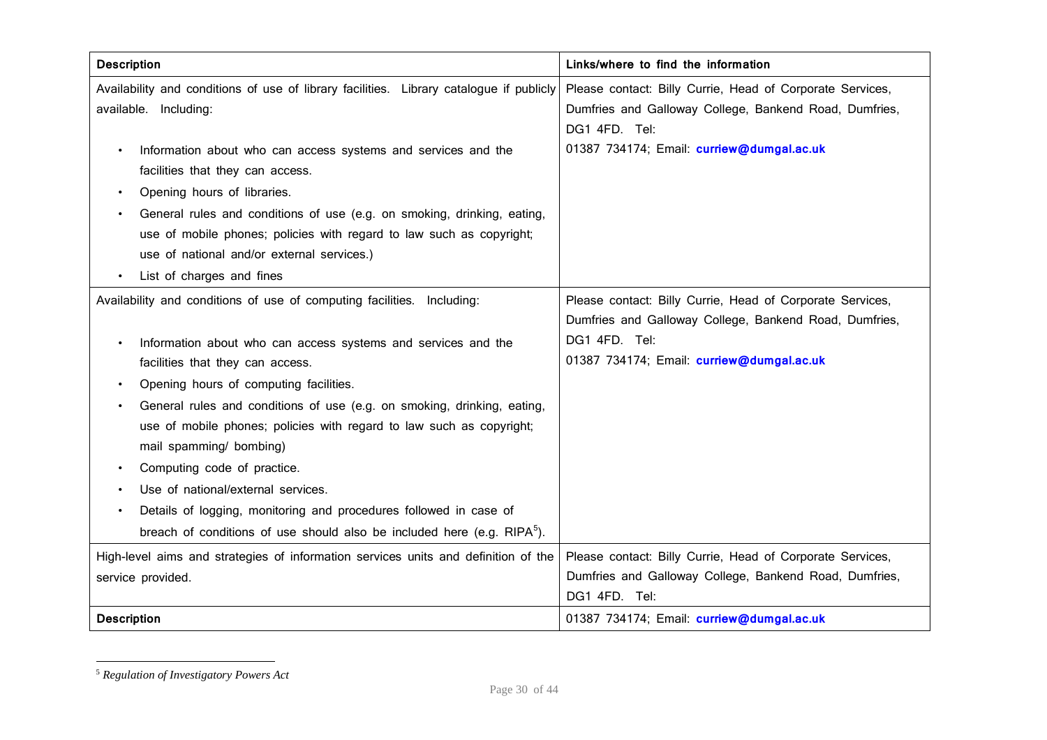| Description | Links/where to find the information |
| --- | --- |
| Availability and conditions of use of library facilities. Library catalogue if publicly available. Including:<br><br>• Information about who can access systems and services and the facilities that they can access.<br>• Opening hours of libraries.<br>• General rules and conditions of use (e.g. on smoking, drinking, eating, use of mobile phones; policies with regard to law such as copyright; use of national and/or external services.)<br>• List of charges and fines | Please contact: Billy Currie, Head of Corporate Services, Dumfries and Galloway College, Bankend Road, Dumfries, DG1 4FD. Tel: 01387 734174; Email: **curriew@dumgal.ac.uk** |
| Availability and conditions of use of computing facilities. Including:<br><br>• Information about who can access systems and services and the facilities that they can access.<br>• Opening hours of computing facilities.<br>• General rules and conditions of use (e.g. on smoking, drinking, eating, use of mobile phones; policies with regard to law such as copyright; mail spamming/ bombing)<br>• Computing code of practice.<br>• Use of national/external services.<br>• Details of logging, monitoring and procedures followed in case of breach of conditions of use should also be included here (e.g. RIPA[5]). | Please contact: Billy Currie, Head of Corporate Services, Dumfries and Galloway College, Bankend Road, Dumfries, DG1 4FD. Tel: 01387 734174; Email: **curriew@dumgal.ac.uk** |
| High-level aims and strategies of information services units and definition of the service provided. | Please contact: Billy Currie, Head of Corporate Services, Dumfries and Galloway College, Bankend Road, Dumfries, DG1 4FD. Tel: |
| **Description** | 01387 734174; Email: **curriew@dumgal.ac.uk** |

[5] *Regulation of Investigatory Powers Act*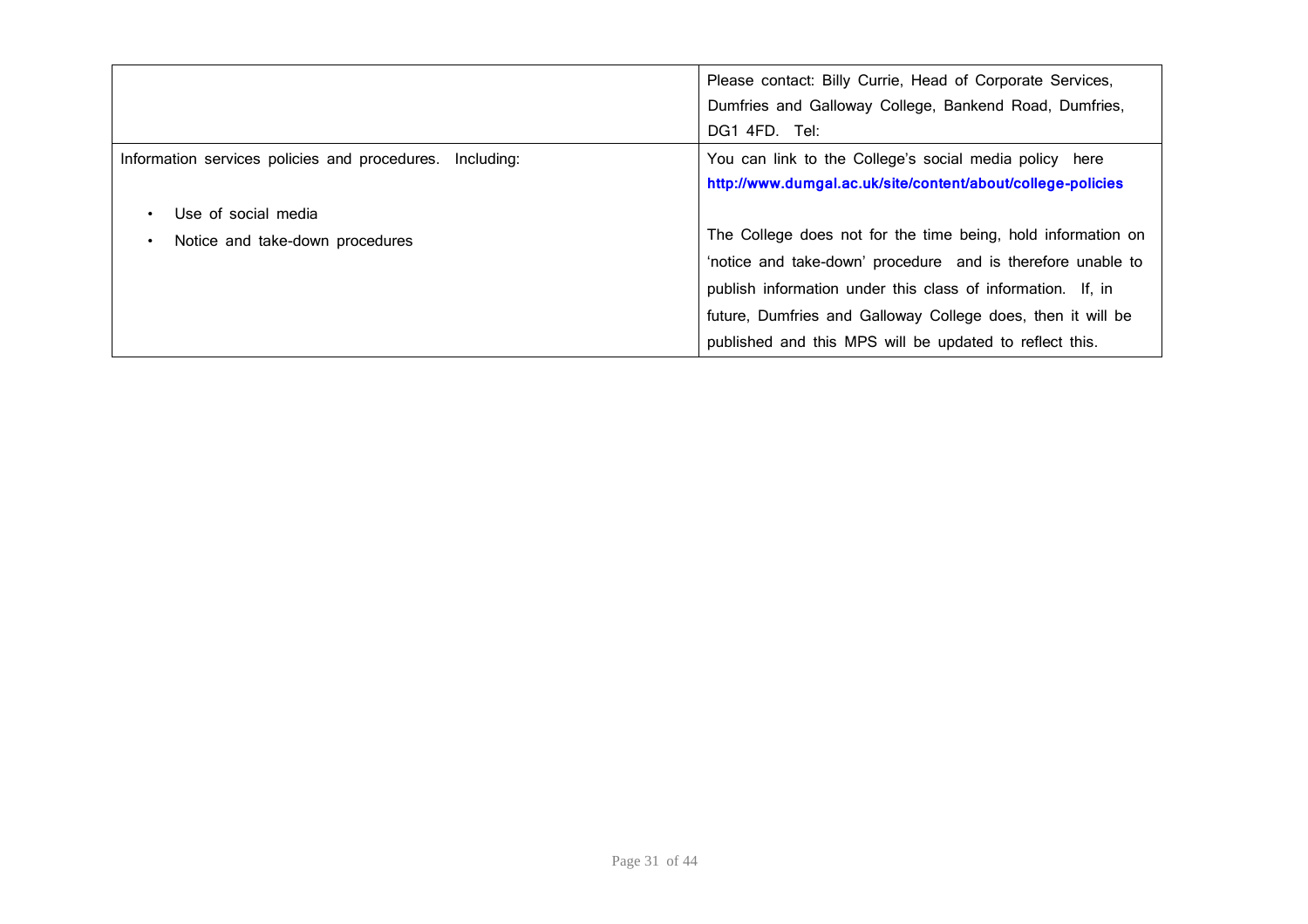|  |  |
|---|---|
|  | Please contact: Billy Currie, Head of Corporate Services, Dumfries and Galloway College, Bankend Road, Dumfries, DG1 4FD. Tel: |
| Information services policies and procedures. Including:<br><br>• Use of social media<br>• Notice and take-down procedures | You can link to the College's social media policy here **http://www.dumgal.ac.uk/site/content/about/college-policies**<br><br>The College does not for the time being, hold information on 'notice and take-down' procedure and is therefore unable to publish information under this class of information. If, in future, Dumfries and Galloway College does, then it will be published and this MPS will be updated to reflect this. |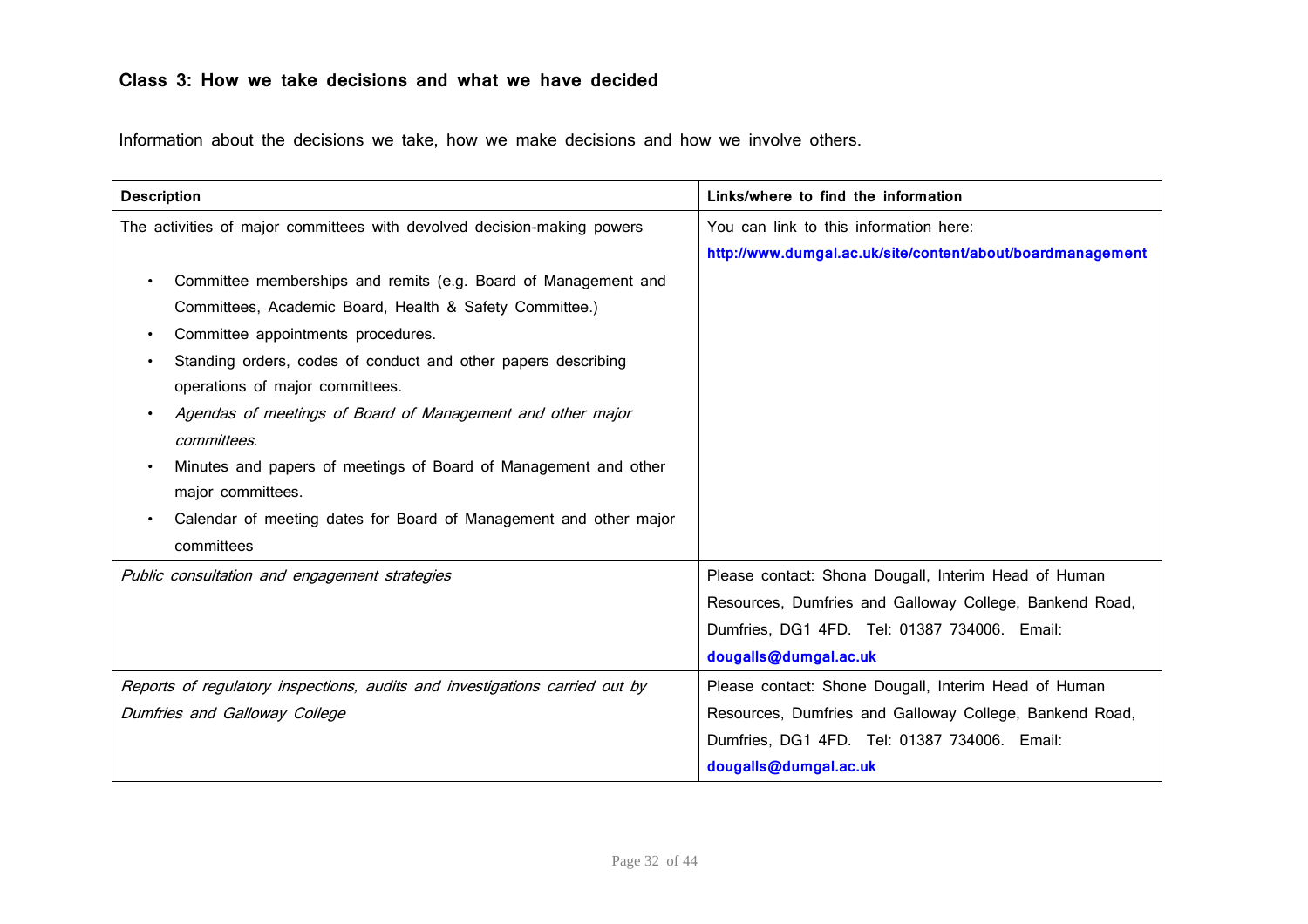## Class 3: How we take decisions and what we have decided

Information about the decisions we take, how we make decisions and how we involve others.

| Description | Links/where to find the information |
|---|---|
| The activities of major committees with devolved decision-making powers<br><br>• Committee memberships and remits (e.g. Board of Management and Committees, Academic Board, Health & Safety Committee.)<br>• Committee appointments procedures.<br>• Standing orders, codes of conduct and other papers describing operations of major committees.<br>• *Agendas of meetings of Board of Management and other major committees.*<br>• Minutes and papers of meetings of Board of Management and other major committees.<br>• Calendar of meeting dates for Board of Management and other major committees | You can link to this information here:<br>**http://www.dumgal.ac.uk/site/content/about/boardmanagement** |
| *Public consultation and engagement strategies* | Please contact: Shona Dougall, Interim Head of Human Resources, Dumfries and Galloway College, Bankend Road, Dumfries, DG1 4FD. Tel: 01387 734006. Email: **dougalls@dumgal.ac.uk** |
| *Reports of regulatory inspections, audits and investigations carried out by Dumfries and Galloway College* | Please contact: Shone Dougall, Interim Head of Human Resources, Dumfries and Galloway College, Bankend Road, Dumfries, DG1 4FD. Tel: 01387 734006. Email: **dougalls@dumgal.ac.uk** |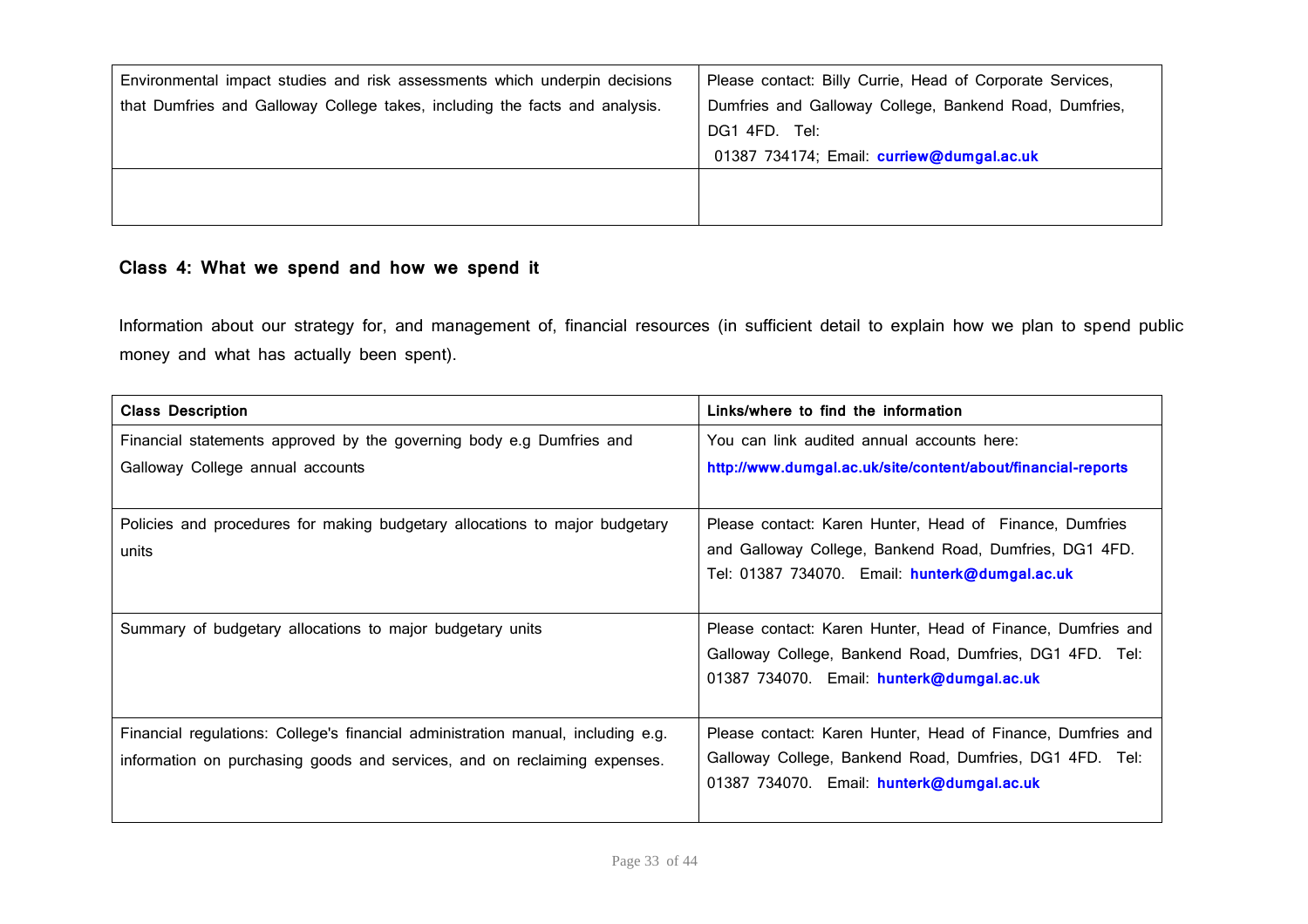| | |
|---|---|
| Environmental impact studies and risk assessments which underpin decisions that Dumfries and Galloway College takes, including the facts and analysis. | Please contact: Billy Currie, Head of Corporate Services, Dumfries and Galloway College, Bankend Road, Dumfries, DG1 4FD. Tel: 01387 734174; Email: **curriew@dumgal.ac.uk** |
| | |

### Class 4: What we spend and how we spend it

Information about our strategy for, and management of, financial resources (in sufficient detail to explain how we plan to spend public money and what has actually been spent).

| Class Description | Links/where to find the information |
|---|---|
| Financial statements approved by the governing body e.g Dumfries and Galloway College annual accounts | You can link audited annual accounts here: **http://www.dumgal.ac.uk/site/content/about/financial-reports** |
| Policies and procedures for making budgetary allocations to major budgetary units | Please contact: Karen Hunter, Head of Finance, Dumfries and Galloway College, Bankend Road, Dumfries, DG1 4FD. Tel: 01387 734070. Email: **hunterk@dumgal.ac.uk** |
| Summary of budgetary allocations to major budgetary units | Please contact: Karen Hunter, Head of Finance, Dumfries and Galloway College, Bankend Road, Dumfries, DG1 4FD. Tel: 01387 734070. Email: **hunterk@dumgal.ac.uk** |
| Financial regulations: College's financial administration manual, including e.g. information on purchasing goods and services, and on reclaiming expenses. | Please contact: Karen Hunter, Head of Finance, Dumfries and Galloway College, Bankend Road, Dumfries, DG1 4FD. Tel: 01387 734070. Email: **hunterk@dumgal.ac.uk** |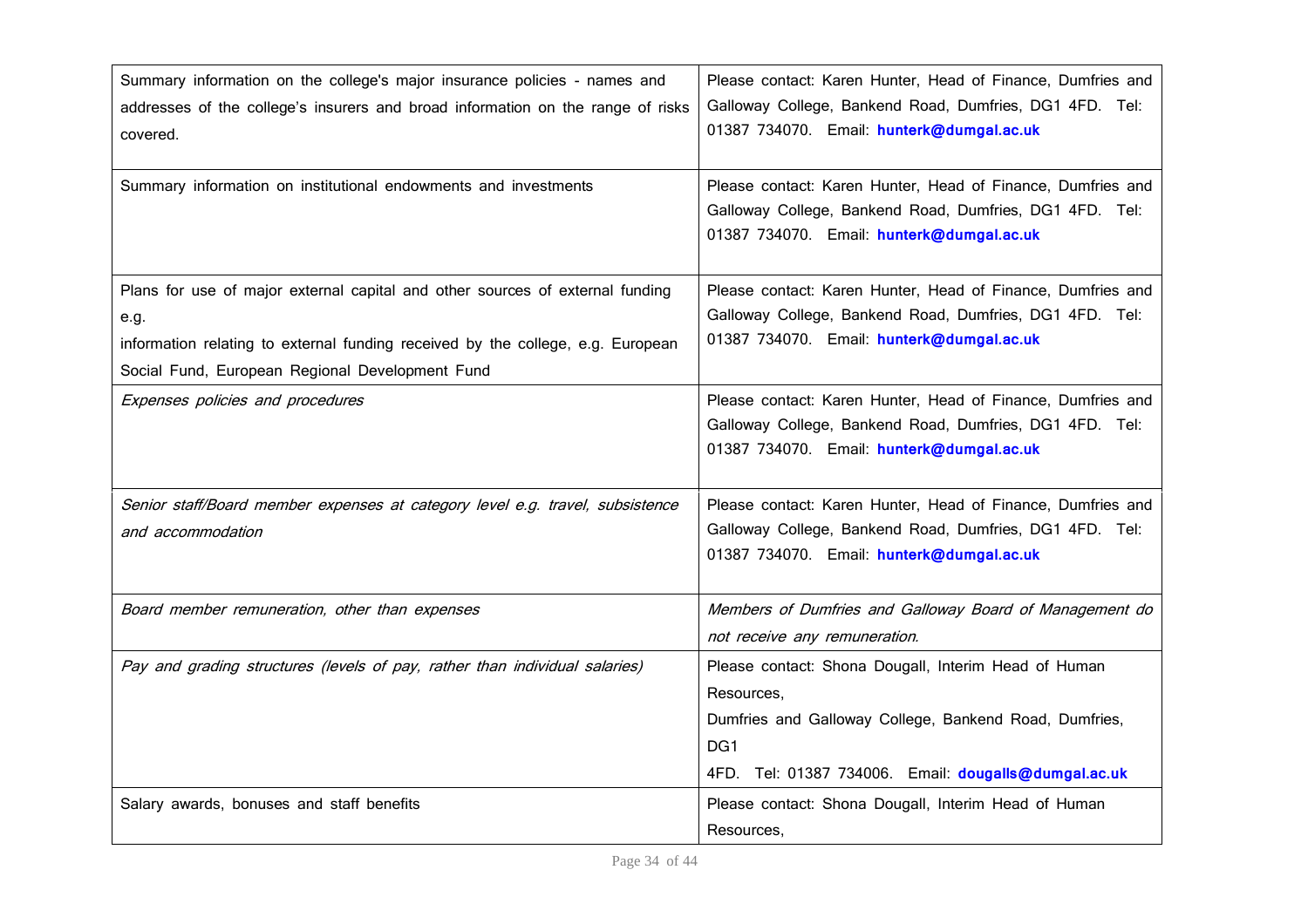| | |
|---|---|
| Summary information on the college's major insurance policies - names and addresses of the college's insurers and broad information on the range of risks covered. | Please contact: Karen Hunter, Head of Finance, Dumfries and Galloway College, Bankend Road, Dumfries, DG1 4FD. Tel: 01387 734070. Email: **hunterk@dumgal.ac.uk** |
| Summary information on institutional endowments and investments | Please contact: Karen Hunter, Head of Finance, Dumfries and Galloway College, Bankend Road, Dumfries, DG1 4FD. Tel: 01387 734070. Email: **hunterk@dumgal.ac.uk** |
| Plans for use of major external capital and other sources of external funding e.g.<br>information relating to external funding received by the college, e.g. European Social Fund, European Regional Development Fund | Please contact: Karen Hunter, Head of Finance, Dumfries and Galloway College, Bankend Road, Dumfries, DG1 4FD. Tel: 01387 734070. Email: **hunterk@dumgal.ac.uk** |
| *Expenses policies and procedures* | Please contact: Karen Hunter, Head of Finance, Dumfries and Galloway College, Bankend Road, Dumfries, DG1 4FD. Tel: 01387 734070. Email: **hunterk@dumgal.ac.uk** |
| *Senior staff/Board member expenses at category level e.g. travel, subsistence and accommodation* | Please contact: Karen Hunter, Head of Finance, Dumfries and Galloway College, Bankend Road, Dumfries, DG1 4FD. Tel: 01387 734070. Email: **hunterk@dumgal.ac.uk** |
| *Board member remuneration, other than expenses* | *Members of Dumfries and Galloway Board of Management do not receive any remuneration.* |
| *Pay and grading structures (levels of pay, rather than individual salaries)* | Please contact: Shona Dougall, Interim Head of Human Resources,<br>Dumfries and Galloway College, Bankend Road, Dumfries, DG1<br>4FD. Tel: 01387 734006. Email: **dougalls@dumgal.ac.uk** |
| Salary awards, bonuses and staff benefits | Please contact: Shona Dougall, Interim Head of Human Resources, |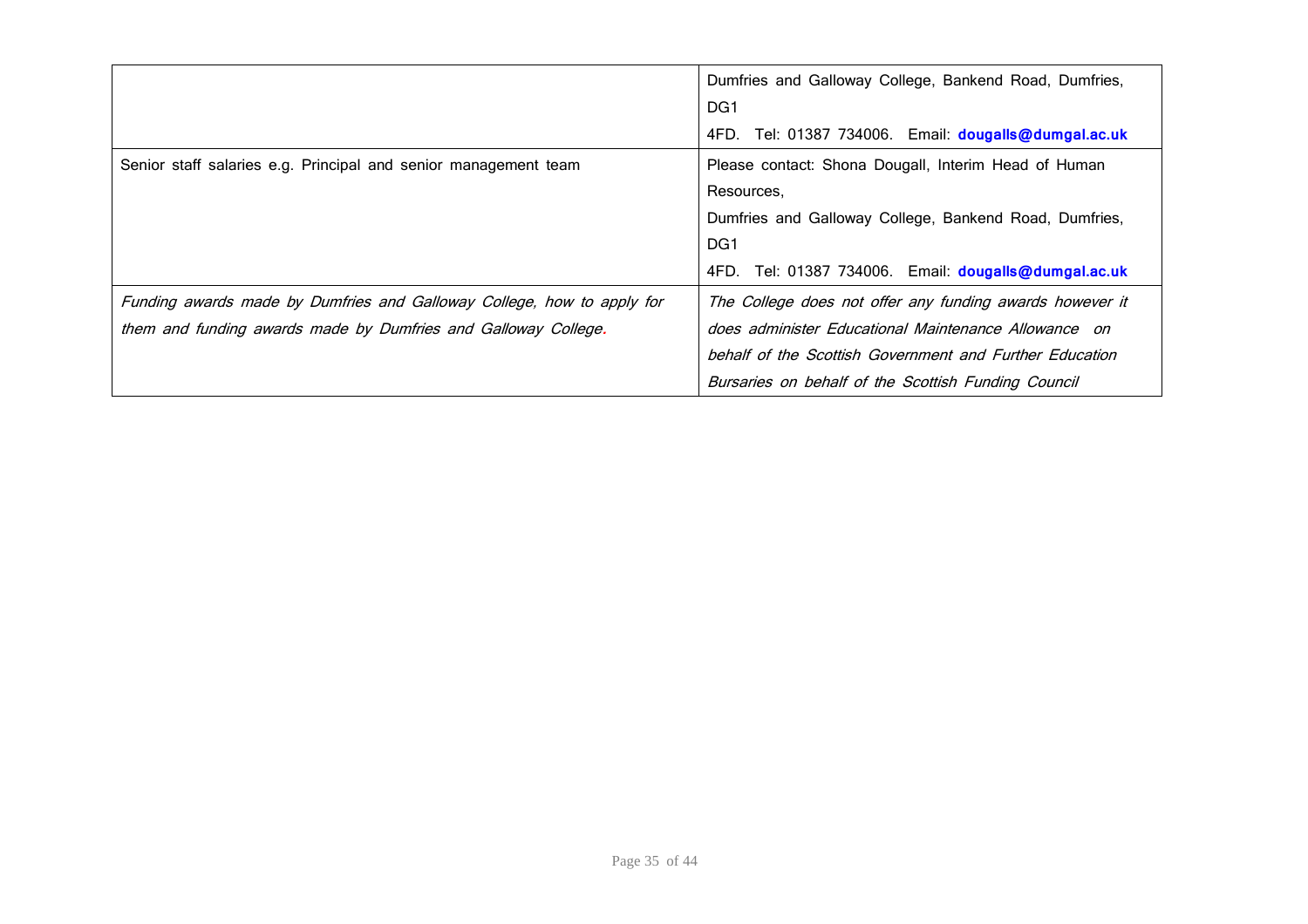| | |
|---|---|
| | Dumfries and Galloway College, Bankend Road, Dumfries, DG1 4FD. Tel: 01387 734006. Email: **dougalls@dumgal.ac.uk** |
| Senior staff salaries e.g. Principal and senior management team | Please contact: Shona Dougall, Interim Head of Human Resources, Dumfries and Galloway College, Bankend Road, Dumfries, DG1 4FD. Tel: 01387 734006. Email: **dougalls@dumgal.ac.uk** |
| *Funding awards made by Dumfries and Galloway College, how to apply for them and funding awards made by Dumfries and Galloway College.* | *The College does not offer any funding awards however it does administer Educational Maintenance Allowance on behalf of the Scottish Government and Further Education Bursaries on behalf of the Scottish Funding Council* |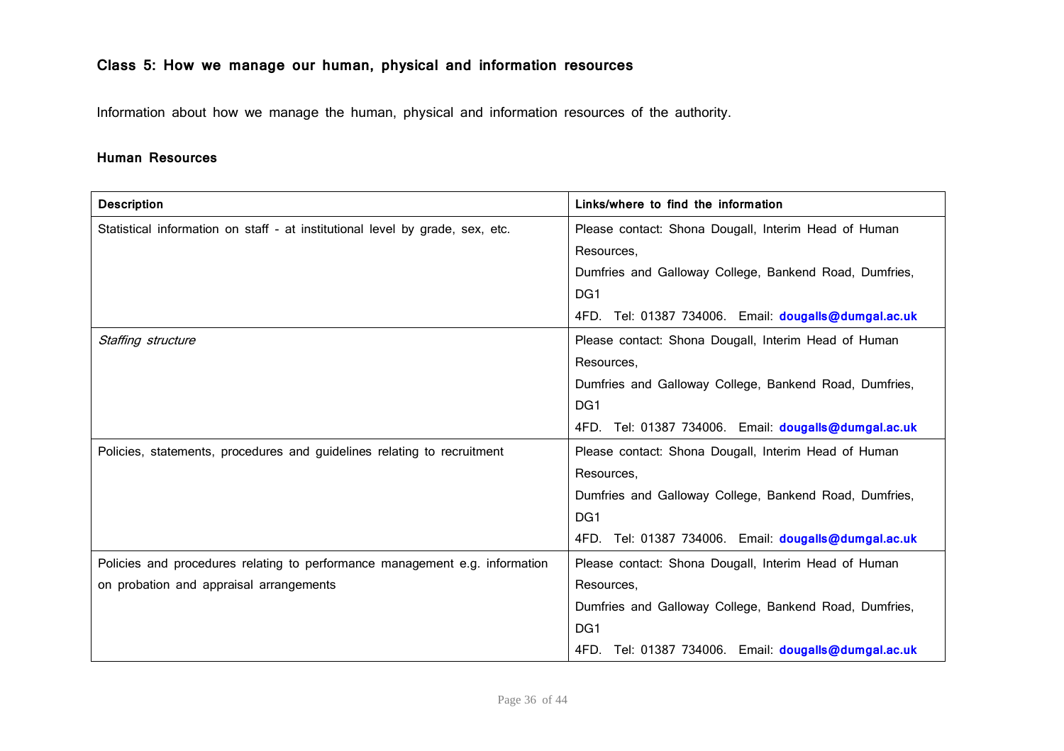## Class 5: How we manage our human, physical and information resources

Information about how we manage the human, physical and information resources of the authority.

### Human Resources

| Description | Links/where to find the information |
|---|---|
| Statistical information on staff - at institutional level by grade, sex, etc. | Please contact: Shona Dougall, Interim Head of Human Resources, Dumfries and Galloway College, Bankend Road, Dumfries, DG1 4FD. Tel: 01387 734006. Email: **dougalls@dumgal.ac.uk** |
| *Staffing structure* | Please contact: Shona Dougall, Interim Head of Human Resources, Dumfries and Galloway College, Bankend Road, Dumfries, DG1 4FD. Tel: 01387 734006. Email: **dougalls@dumgal.ac.uk** |
| Policies, statements, procedures and guidelines relating to recruitment | Please contact: Shona Dougall, Interim Head of Human Resources, Dumfries and Galloway College, Bankend Road, Dumfries, DG1 4FD. Tel: 01387 734006. Email: **dougalls@dumgal.ac.uk** |
| Policies and procedures relating to performance management e.g. information on probation and appraisal arrangements | Please contact: Shona Dougall, Interim Head of Human Resources, Dumfries and Galloway College, Bankend Road, Dumfries, DG1 4FD. Tel: 01387 734006. Email: **dougalls@dumgal.ac.uk** |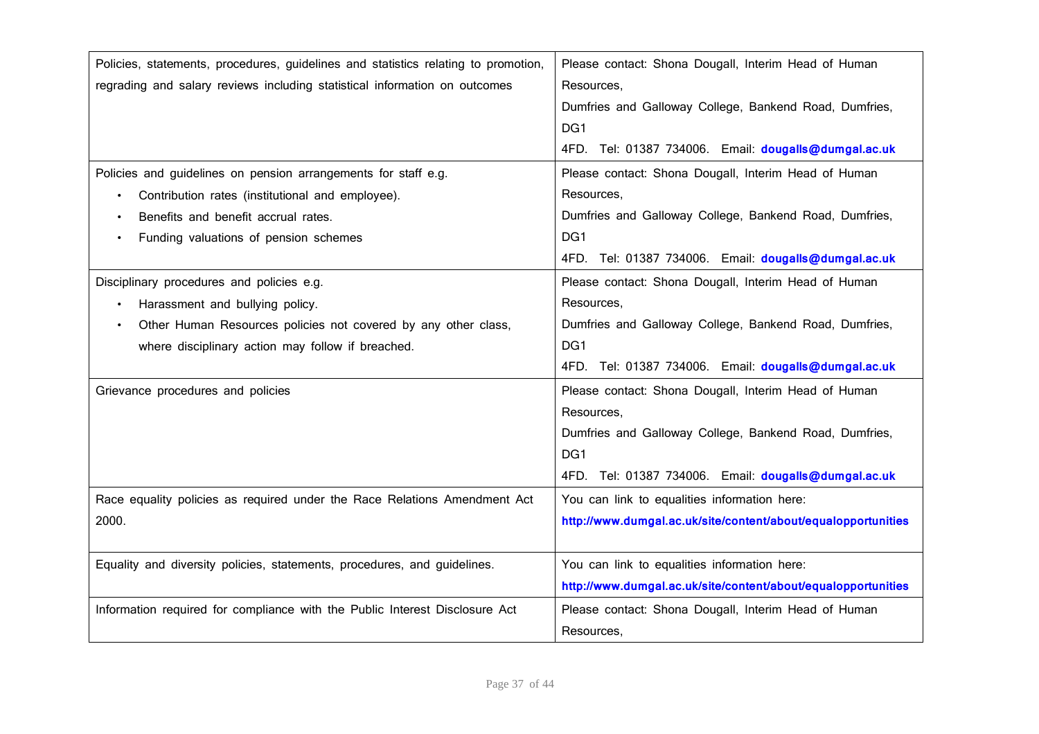| | |
|---|---|
| Policies, statements, procedures, guidelines and statistics relating to promotion, regrading and salary reviews including statistical information on outcomes | Please contact: Shona Dougall, Interim Head of Human Resources, Dumfries and Galloway College, Bankend Road, Dumfries, DG1 4FD. Tel: 01387 734006. Email: **dougalls@dumgal.ac.uk** |
| Policies and guidelines on pension arrangements for staff e.g.<br>• Contribution rates (institutional and employee).<br>• Benefits and benefit accrual rates.<br>• Funding valuations of pension schemes | Please contact: Shona Dougall, Interim Head of Human Resources, Dumfries and Galloway College, Bankend Road, Dumfries, DG1 4FD. Tel: 01387 734006. Email: **dougalls@dumgal.ac.uk** |
| Disciplinary procedures and policies e.g.<br>• Harassment and bullying policy.<br>• Other Human Resources policies not covered by any other class, where disciplinary action may follow if breached. | Please contact: Shona Dougall, Interim Head of Human Resources, Dumfries and Galloway College, Bankend Road, Dumfries, DG1 4FD. Tel: 01387 734006. Email: **dougalls@dumgal.ac.uk** |
| Grievance procedures and policies | Please contact: Shona Dougall, Interim Head of Human Resources, Dumfries and Galloway College, Bankend Road, Dumfries, DG1 4FD. Tel: 01387 734006. Email: **dougalls@dumgal.ac.uk** |
| Race equality policies as required under the Race Relations Amendment Act 2000. | You can link to equalities information here: **http://www.dumgal.ac.uk/site/content/about/equalopportunities** |
| Equality and diversity policies, statements, procedures, and guidelines. | You can link to equalities information here: **http://www.dumgal.ac.uk/site/content/about/equalopportunities** |
| Information required for compliance with the Public Interest Disclosure Act | Please contact: Shona Dougall, Interim Head of Human Resources, |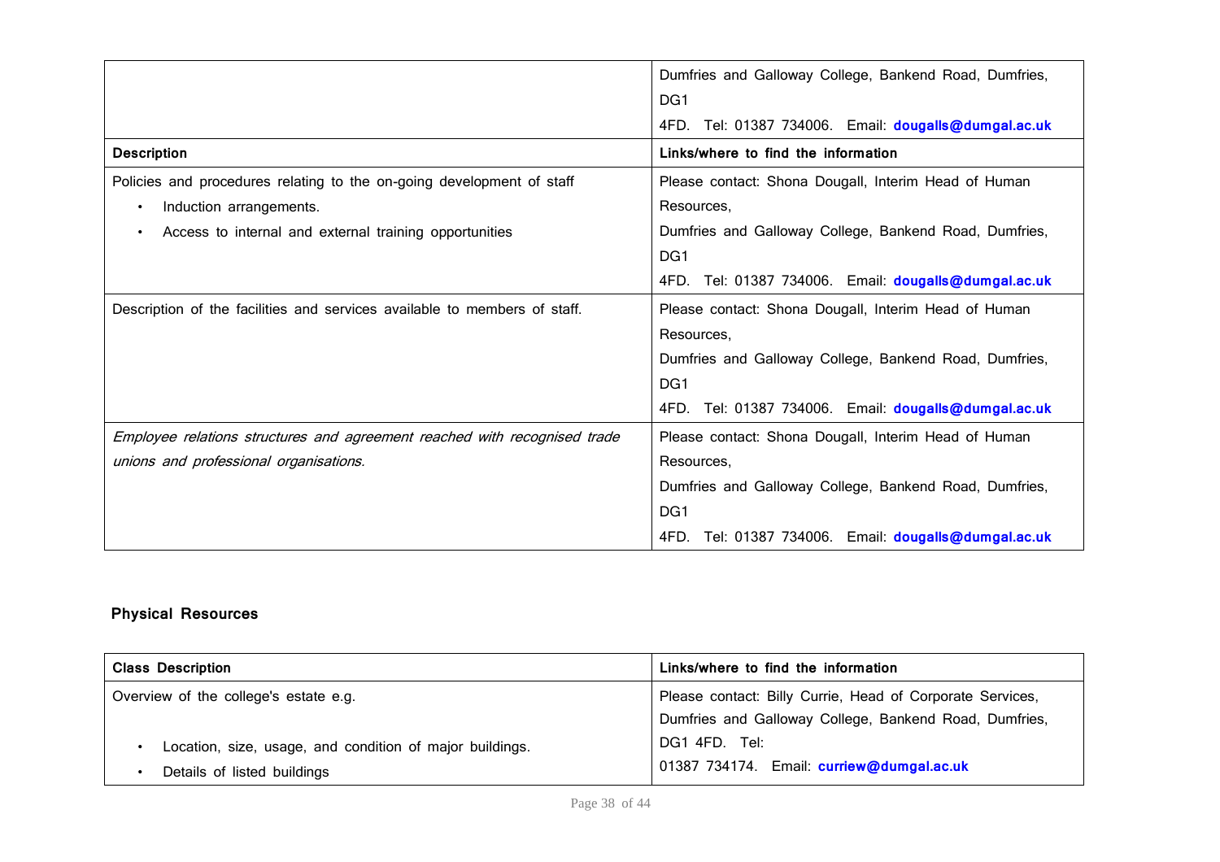| | Dumfries and Galloway College, Bankend Road, Dumfries, DG1 4FD. Tel: 01387 734006. Email: **dougalls@dumgal.ac.uk** |
|---|---|
| **Description** | **Links/where to find the information** |
| Policies and procedures relating to the on-going development of staff<br>• Induction arrangements.<br>• Access to internal and external training opportunities | Please contact: Shona Dougall, Interim Head of Human Resources,<br>Dumfries and Galloway College, Bankend Road, Dumfries, DG1 4FD. Tel: 01387 734006. Email: **dougalls@dumgal.ac.uk** |
| Description of the facilities and services available to members of staff. | Please contact: Shona Dougall, Interim Head of Human Resources,<br>Dumfries and Galloway College, Bankend Road, Dumfries, DG1 4FD. Tel: 01387 734006. Email: **dougalls@dumgal.ac.uk** |
| *Employee relations structures and agreement reached with recognised trade unions and professional organisations.* | Please contact: Shona Dougall, Interim Head of Human Resources,<br>Dumfries and Galloway College, Bankend Road, Dumfries, DG1 4FD. Tel: 01387 734006. Email: **dougalls@dumgal.ac.uk** |

**Physical Resources**

| Class Description | Links/where to find the information |
|---|---|
| Overview of the college's estate e.g.<br>• Location, size, usage, and condition of major buildings.<br>• Details of listed buildings | Please contact: Billy Currie, Head of Corporate Services, Dumfries and Galloway College, Bankend Road, Dumfries, DG1 4FD. Tel: 01387 734174. Email: **curriew@dumgal.ac.uk** |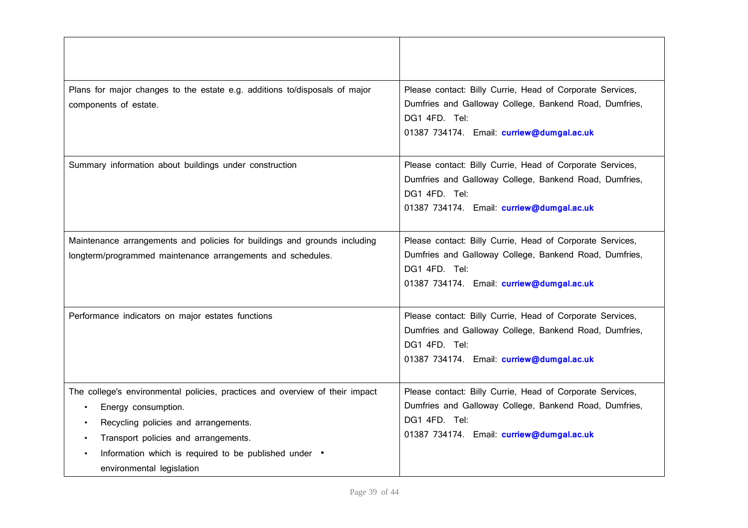| | |
|---|---|
| Plans for major changes to the estate e.g. additions to/disposals of major components of estate. | Please contact: Billy Currie, Head of Corporate Services, Dumfries and Galloway College, Bankend Road, Dumfries, DG1 4FD. Tel: 01387 734174. Email: **curriew@dumgal.ac.uk** |
| Summary information about buildings under construction | Please contact: Billy Currie, Head of Corporate Services, Dumfries and Galloway College, Bankend Road, Dumfries, DG1 4FD. Tel: 01387 734174. Email: **curriew@dumgal.ac.uk** |
| Maintenance arrangements and policies for buildings and grounds including longterm/programmed maintenance arrangements and schedules. | Please contact: Billy Currie, Head of Corporate Services, Dumfries and Galloway College, Bankend Road, Dumfries, DG1 4FD. Tel: 01387 734174. Email: **curriew@dumgal.ac.uk** |
| Performance indicators on major estates functions | Please contact: Billy Currie, Head of Corporate Services, Dumfries and Galloway College, Bankend Road, Dumfries, DG1 4FD. Tel: 01387 734174. Email: **curriew@dumgal.ac.uk** |
| The college's environmental policies, practices and overview of their impact<br>• Energy consumption.<br>• Recycling policies and arrangements.<br>• Transport policies and arrangements.<br>• Information which is required to be published under • environmental legislation | Please contact: Billy Currie, Head of Corporate Services, Dumfries and Galloway College, Bankend Road, Dumfries, DG1 4FD. Tel: 01387 734174. Email: **curriew@dumgal.ac.uk** |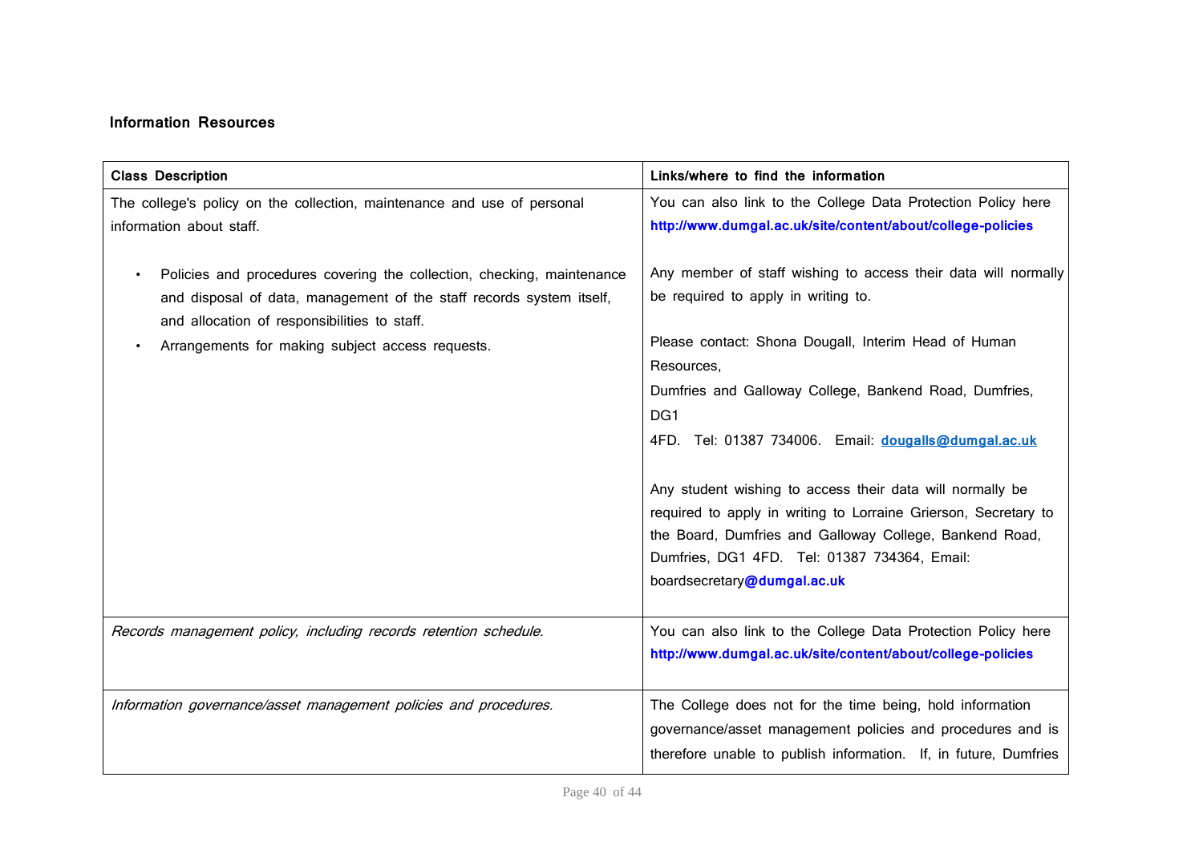**Information Resources**

| **Class Description** | **Links/where to find the information** |
|---|---|
| The college's policy on the collection, maintenance and use of personal information about staff.<br><br>• Policies and procedures covering the collection, checking, maintenance and disposal of data, management of the staff records system itself, and allocation of responsibilities to staff.<br>• Arrangements for making subject access requests. | You can also link to the College Data Protection Policy here **http://www.dumgal.ac.uk/site/content/about/college-policies**<br><br>Any member of staff wishing to access their data will normally be required to apply in writing to.<br><br>Please contact: Shona Dougall, Interim Head of Human Resources,<br>Dumfries and Galloway College, Bankend Road, Dumfries, DG1<br>4FD. Tel: 01387 734006. Email: **dougalls@dumgal.ac.uk**<br><br>Any student wishing to access their data will normally be required to apply in writing to Lorraine Grierson, Secretary to the Board, Dumfries and Galloway College, Bankend Road, Dumfries, DG1 4FD. Tel: 01387 734364, Email: boardsecretary**@dumgal.ac.uk** |
| *Records management policy, including records retention schedule.* | You can also link to the College Data Protection Policy here **http://www.dumgal.ac.uk/site/content/about/college-policies** |
| *Information governance/asset management policies and procedures.* | The College does not for the time being, hold information governance/asset management policies and procedures and is therefore unable to publish information. If, in future, Dumfries |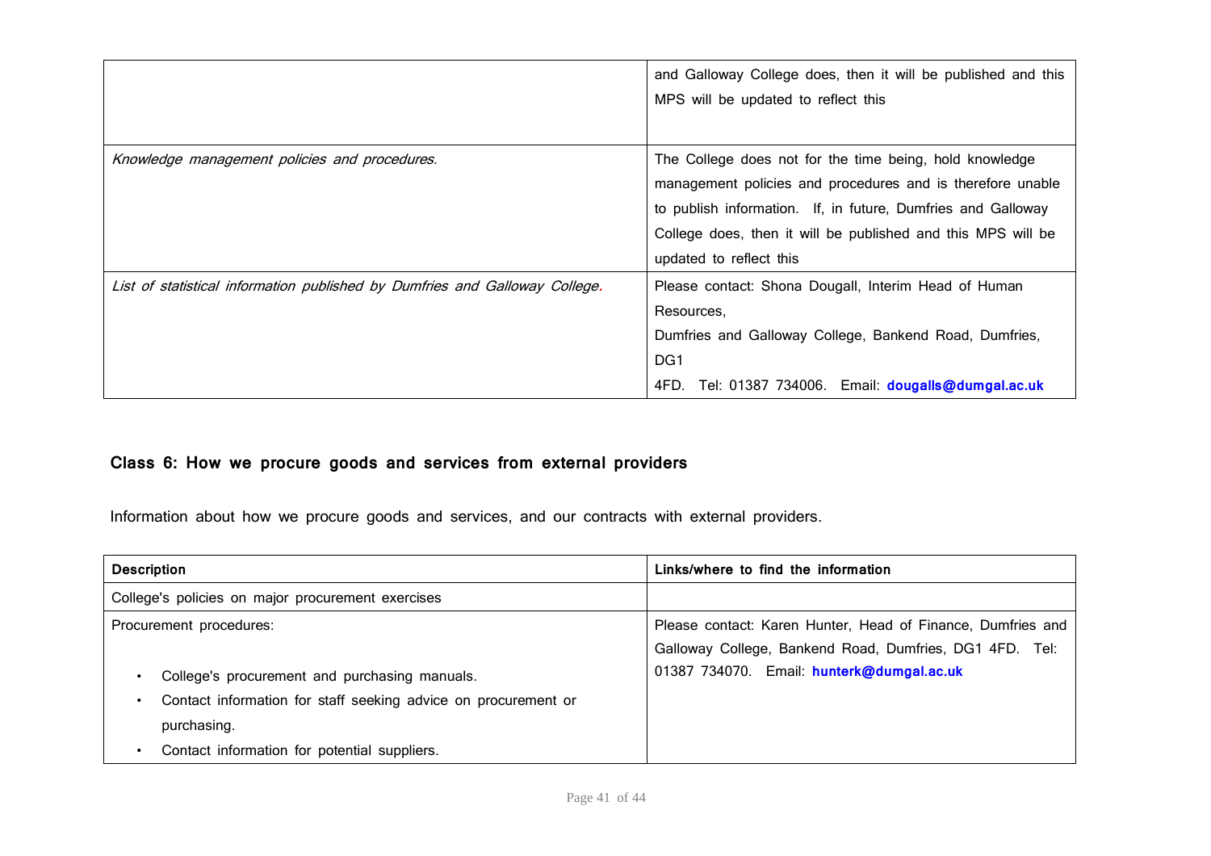| | |
|---|---|
| | and Galloway College does, then it will be published and this MPS will be updated to reflect this |
| *Knowledge management policies and procedures.* | The College does not for the time being, hold knowledge management policies and procedures and is therefore unable to publish information. If, in future, Dumfries and Galloway College does, then it will be published and this MPS will be updated to reflect this |
| *List of statistical information published by Dumfries and Galloway College.* | Please contact: Shona Dougall, Interim Head of Human Resources, Dumfries and Galloway College, Bankend Road, Dumfries, DG1 4FD. Tel: 01387 734006. Email: **dougalls@dumgal.ac.uk** |

### Class 6: How we procure goods and services from external providers

Information about how we procure goods and services, and our contracts with external providers.

| Description | Links/where to find the information |
|---|---|
| College's policies on major procurement exercises | |
| Procurement procedures:<br>• College's procurement and purchasing manuals.<br>• Contact information for staff seeking advice on procurement or purchasing.<br>• Contact information for potential suppliers. | Please contact: Karen Hunter, Head of Finance, Dumfries and Galloway College, Bankend Road, Dumfries, DG1 4FD. Tel: 01387 734070. Email: **hunterk@dumgal.ac.uk** |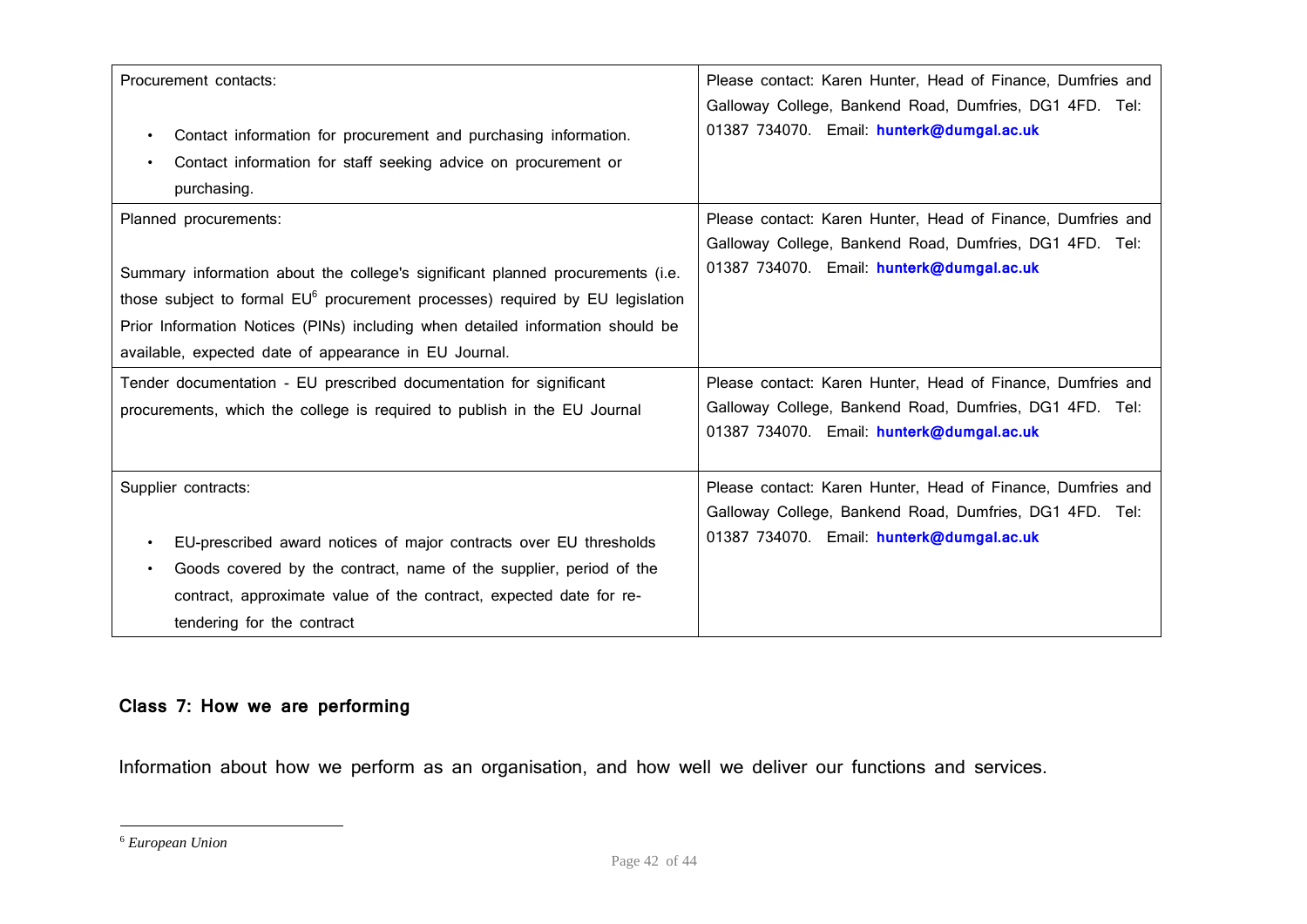| Procurement contacts:<br><br>• Contact information for procurement and purchasing information.<br>• Contact information for staff seeking advice on procurement or purchasing. | Please contact: Karen Hunter, Head of Finance, Dumfries and Galloway College, Bankend Road, Dumfries, DG1 4FD. Tel: 01387 734070. Email: **hunterk@dumgal.ac.uk** |
|---|---|
| Planned procurements:<br><br>Summary information about the college's significant planned procurements (i.e. those subject to formal EU[6] procurement processes) required by EU legislation Prior Information Notices (PINs) including when detailed information should be available, expected date of appearance in EU Journal. | Please contact: Karen Hunter, Head of Finance, Dumfries and Galloway College, Bankend Road, Dumfries, DG1 4FD. Tel: 01387 734070. Email: **hunterk@dumgal.ac.uk** |
| Tender documentation - EU prescribed documentation for significant procurements, which the college is required to publish in the EU Journal | Please contact: Karen Hunter, Head of Finance, Dumfries and Galloway College, Bankend Road, Dumfries, DG1 4FD. Tel: 01387 734070. Email: **hunterk@dumgal.ac.uk** |
| Supplier contracts:<br><br>• EU-prescribed award notices of major contracts over EU thresholds<br>• Goods covered by the contract, name of the supplier, period of the contract, approximate value of the contract, expected date for re-tendering for the contract | Please contact: Karen Hunter, Head of Finance, Dumfries and Galloway College, Bankend Road, Dumfries, DG1 4FD. Tel: 01387 734070. Email: **hunterk@dumgal.ac.uk** |

### Class 7: How we are performing

Information about how we perform as an organisation, and how well we deliver our functions and services.

[6] *European Union*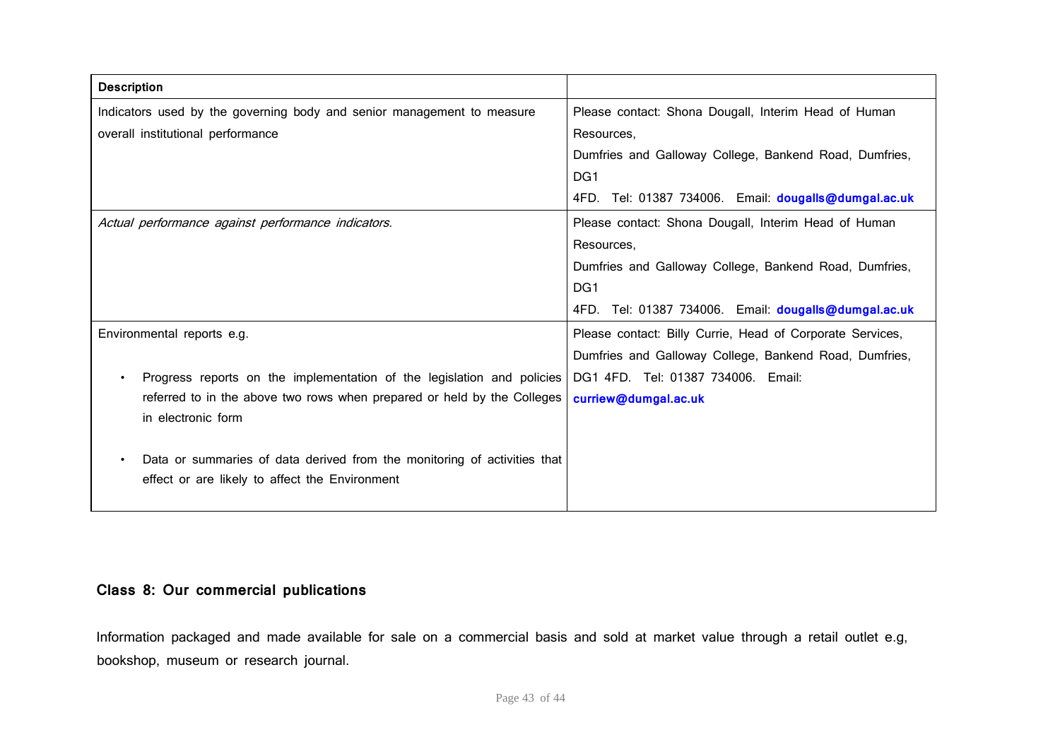| Description | |
|---|---|
| Indicators used by the governing body and senior management to measure overall institutional performance | Please contact: Shona Dougall, Interim Head of Human Resources, Dumfries and Galloway College, Bankend Road, Dumfries, DG1 4FD. Tel: 01387 734006. Email: **dougalls@dumgal.ac.uk** |
| *Actual performance against performance indicators.* | Please contact: Shona Dougall, Interim Head of Human Resources, Dumfries and Galloway College, Bankend Road, Dumfries, DG1 4FD. Tel: 01387 734006. Email: **dougalls@dumgal.ac.uk** |
| Environmental reports e.g. • Progress reports on the implementation of the legislation and policies referred to in the above two rows when prepared or held by the Colleges in electronic form • Data or summaries of data derived from the monitoring of activities that effect or are likely to affect the Environment | Please contact: Billy Currie, Head of Corporate Services, Dumfries and Galloway College, Bankend Road, Dumfries, DG1 4FD. Tel: 01387 734006. Email: **curriew@dumgal.ac.uk** |

## Class 8: Our commercial publications

Information packaged and made available for sale on a commercial basis and sold at market value through a retail outlet e.g, bookshop, museum or research journal.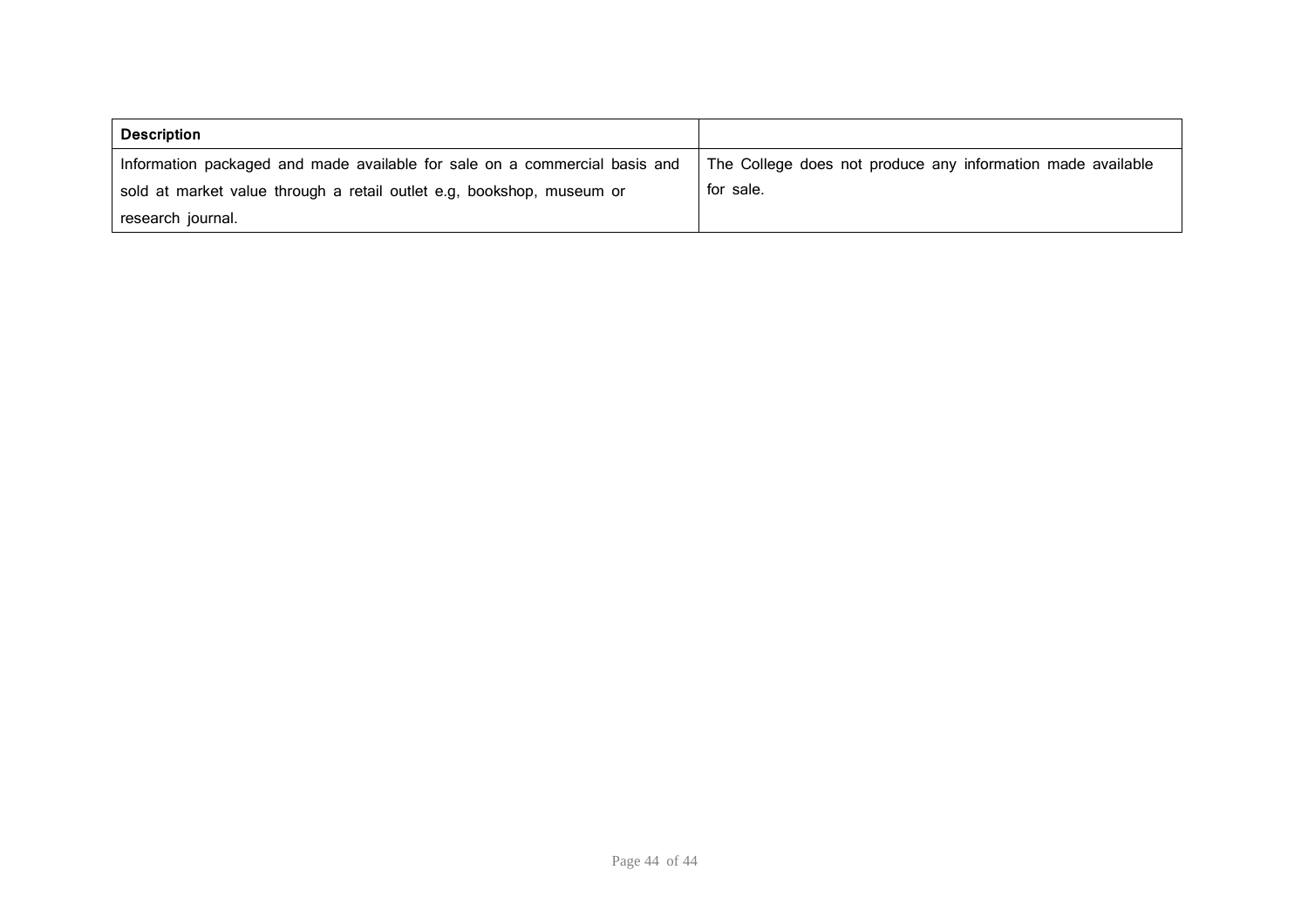| **Description** | |
|---|---|
| Information packaged and made available for sale on a commercial basis and sold at market value through a retail outlet e.g, bookshop, museum or research journal. | The College does not produce any information made available for sale. |